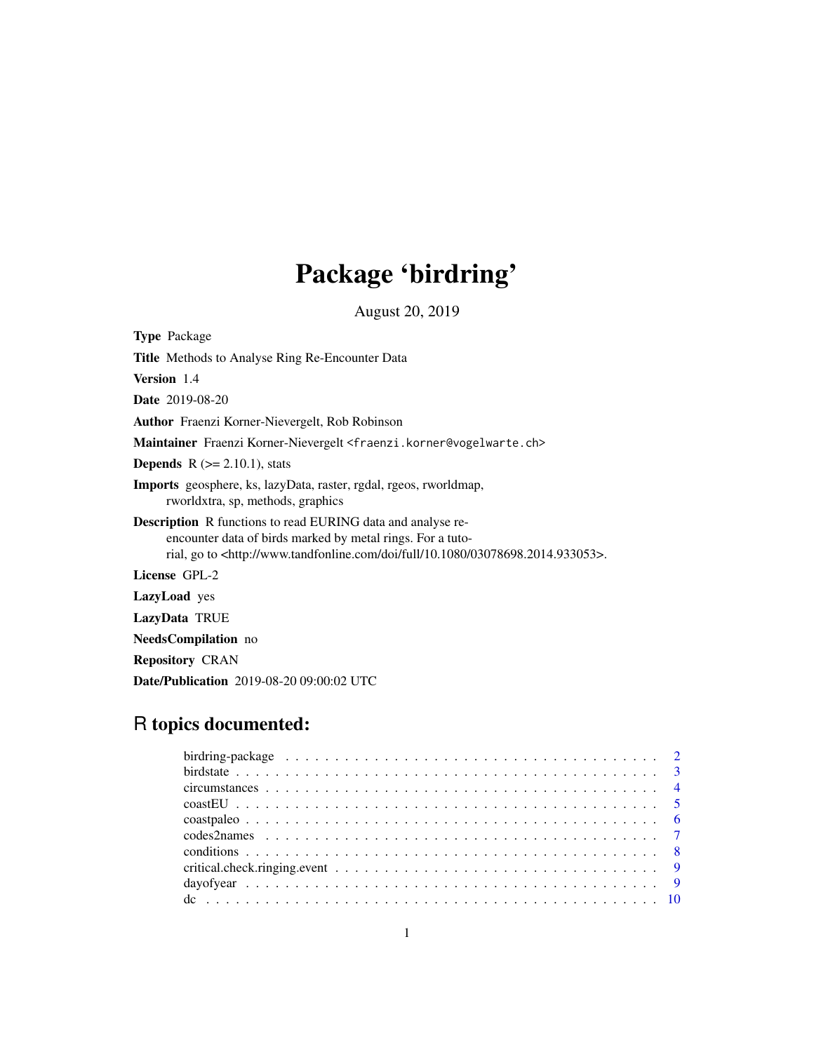# Package 'birdring'

August 20, 2019

**Type** Package

**Title** Methods to Analyse Ring Re-Encounter Data

**Version** 1.4

**Date** 2019-08-20

**Author** Fraenzi Korner-Nievergelt, Rob Robinson

**Maintainer** Fraenzi Korner-Nievergelt <fraenzi.korner@vogelwarte.ch>

**Depends** R (>= 2.10.1), stats

**Imports** geosphere, ks, lazyData, raster, rgdal, rgeos, rworldmap, rworldxtra, sp, methods, graphics

**Description** R functions to read EURING data and analyse re-encounter data of birds marked by metal rings. For a tutorial, go to <http://www.tandfonline.com/doi/full/10.1080/03078698.2014.933053>.

**License** GPL-2

**LazyLoad** yes

**LazyData** TRUE

**NeedsCompilation** no

**Repository** CRAN

**Date/Publication** 2019-08-20 09:00:02 UTC

## R topics documented:

birdring-package . . . . . . . . . . . . . . . . . . . . . . . . . . . . . . . . . . . . . 2
birdstate . . . . . . . . . . . . . . . . . . . . . . . . . . . . . . . . . . . . . . . . . . 3
circumstances . . . . . . . . . . . . . . . . . . . . . . . . . . . . . . . . . . . . . . . 4
coastEU . . . . . . . . . . . . . . . . . . . . . . . . . . . . . . . . . . . . . . . . . . 5
coastpaleo . . . . . . . . . . . . . . . . . . . . . . . . . . . . . . . . . . . . . . . . . 6
codes2names . . . . . . . . . . . . . . . . . . . . . . . . . . . . . . . . . . . . . . . 7
conditions . . . . . . . . . . . . . . . . . . . . . . . . . . . . . . . . . . . . . . . . . 8
critical.check.ringing.event . . . . . . . . . . . . . . . . . . . . . . . . . . . . . . . 9
dayofyear . . . . . . . . . . . . . . . . . . . . . . . . . . . . . . . . . . . . . . . . . 9
dc . . . . . . . . . . . . . . . . . . . . . . . . . . . . . . . . . . . . . . . . . . . . . 10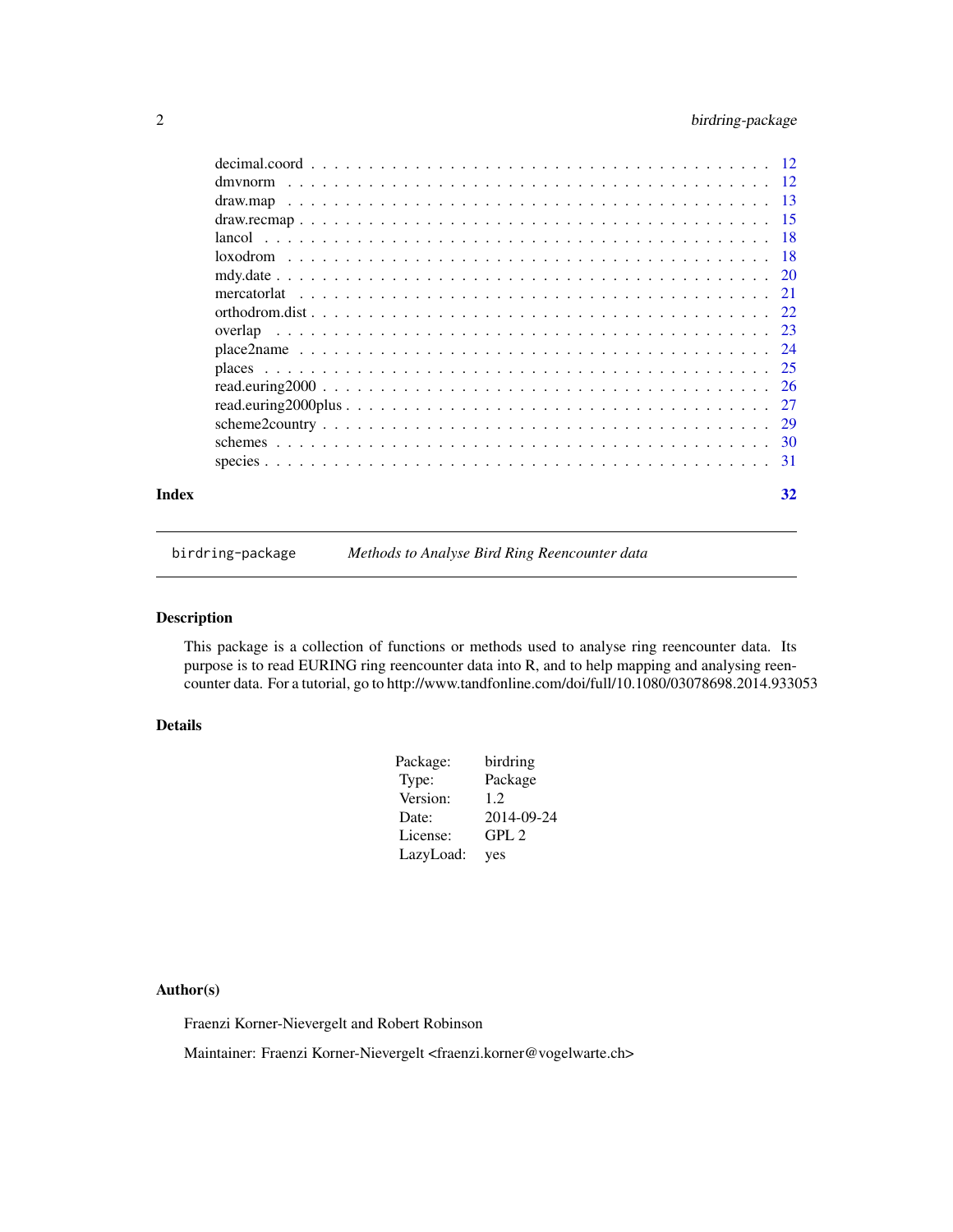| | |
|---|---|
| decimal.coord | 12 |
| dmvnorm | 12 |
| draw.map | 13 |
| draw.recmap | 15 |
| lancol | 18 |
| loxodrom | 18 |
| mdy.date | 20 |
| mercatorlat | 21 |
| orthodrom.dist | 22 |
| overlap | 23 |
| place2name | 24 |
| places | 25 |
| read.euring2000 | 26 |
| read.euring2000plus | 27 |
| scheme2country | 29 |
| schemes | 30 |
| species | 31 |

**Index** 32

---

`birdring-package` *Methods to Analyse Bird Ring Reencounter data*

---

## Description

This package is a collection of functions or methods used to analyse ring reencounter data. Its purpose is to read EURING ring reencounter data into R, and to help mapping and analysing reencounter data. For a tutorial, go to http://www.tandfonline.com/doi/full/10.1080/03078698.2014.933053

## Details

| | |
|---|---|
| Package: | birdring |
| Type: | Package |
| Version: | 1.2 |
| Date: | 2014-09-24 |
| License: | GPL 2 |
| LazyLoad: | yes |

## Author(s)

Fraenzi Korner-Nievergelt and Robert Robinson

Maintainer: Fraenzi Korner-Nievergelt <fraenzi.korner@vogelwarte.ch>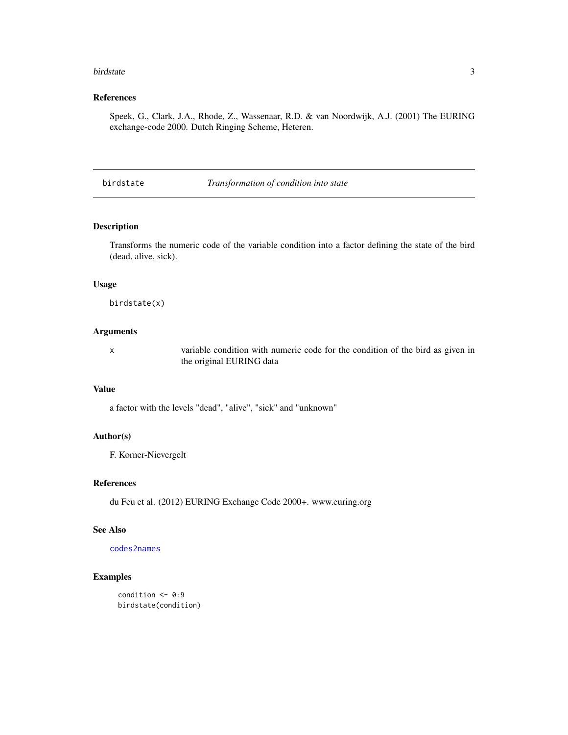### References

Speek, G., Clark, J.A., Rhode, Z., Wassenaar, R.D. & van Noordwijk, A.J. (2001) The EURING exchange-code 2000. Dutch Ringing Scheme, Heteren.

---

## birdstate — *Transformation of condition into state*

---

### Description

Transforms the numeric code of the variable condition into a factor defining the state of the bird (dead, alive, sick).

### Usage

```
birdstate(x)
```

### Arguments

| | |
|---|---|
| x | variable condition with numeric code for the condition of the bird as given in the original EURING data |

### Value

a factor with the levels "dead", "alive", "sick" and "unknown"

### Author(s)

F. Korner-Nievergelt

### References

du Feu et al. (2012) EURING Exchange Code 2000+. www.euring.org

### See Also

codes2names

### Examples

```
condition <- 0:9
birdstate(condition)
```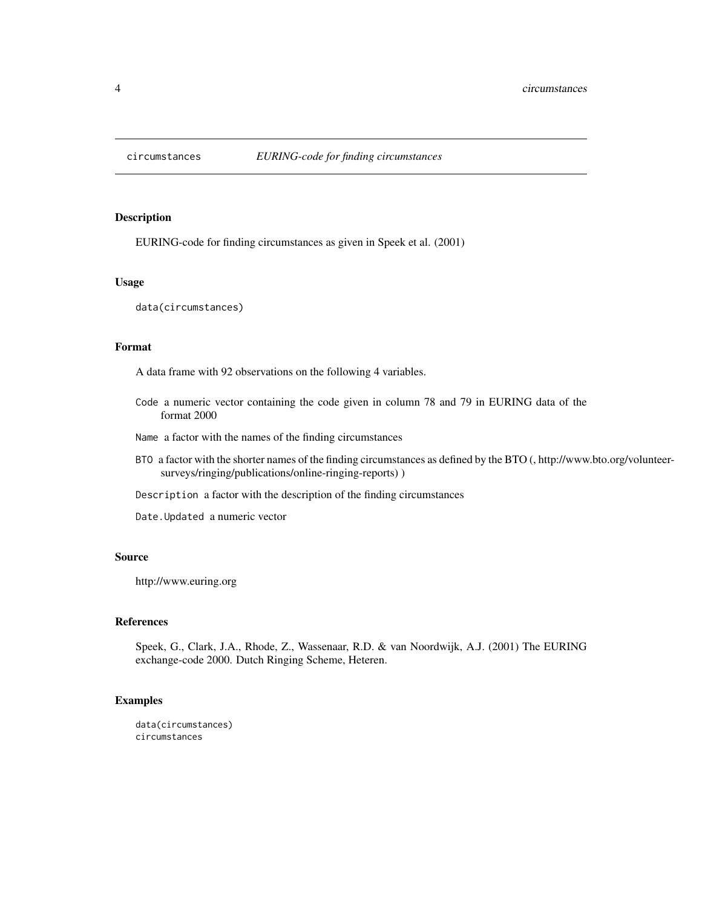# circumstances *EURING-code for finding circumstances*

## Description

EURING-code for finding circumstances as given in Speek et al. (2001)

## Usage

```
data(circumstances)
```

## Format

A data frame with 92 observations on the following 4 variables.

- `Code` a numeric vector containing the code given in column 78 and 79 in EURING data of the format 2000
- `Name` a factor with the names of the finding circumstances
- `BTO` a factor with the shorter names of the finding circumstances as defined by the BTO (, http://www.bto.org/volunteer-surveys/ringing/publications/online-ringing-reports) )
- `Description` a factor with the description of the finding circumstances
- `Date.Updated` a numeric vector

## Source

http://www.euring.org

## References

Speek, G., Clark, J.A., Rhode, Z., Wassenaar, R.D. & van Noordwijk, A.J. (2001) The EURING exchange-code 2000. Dutch Ringing Scheme, Heteren.

## Examples

```
data(circumstances)
circumstances
```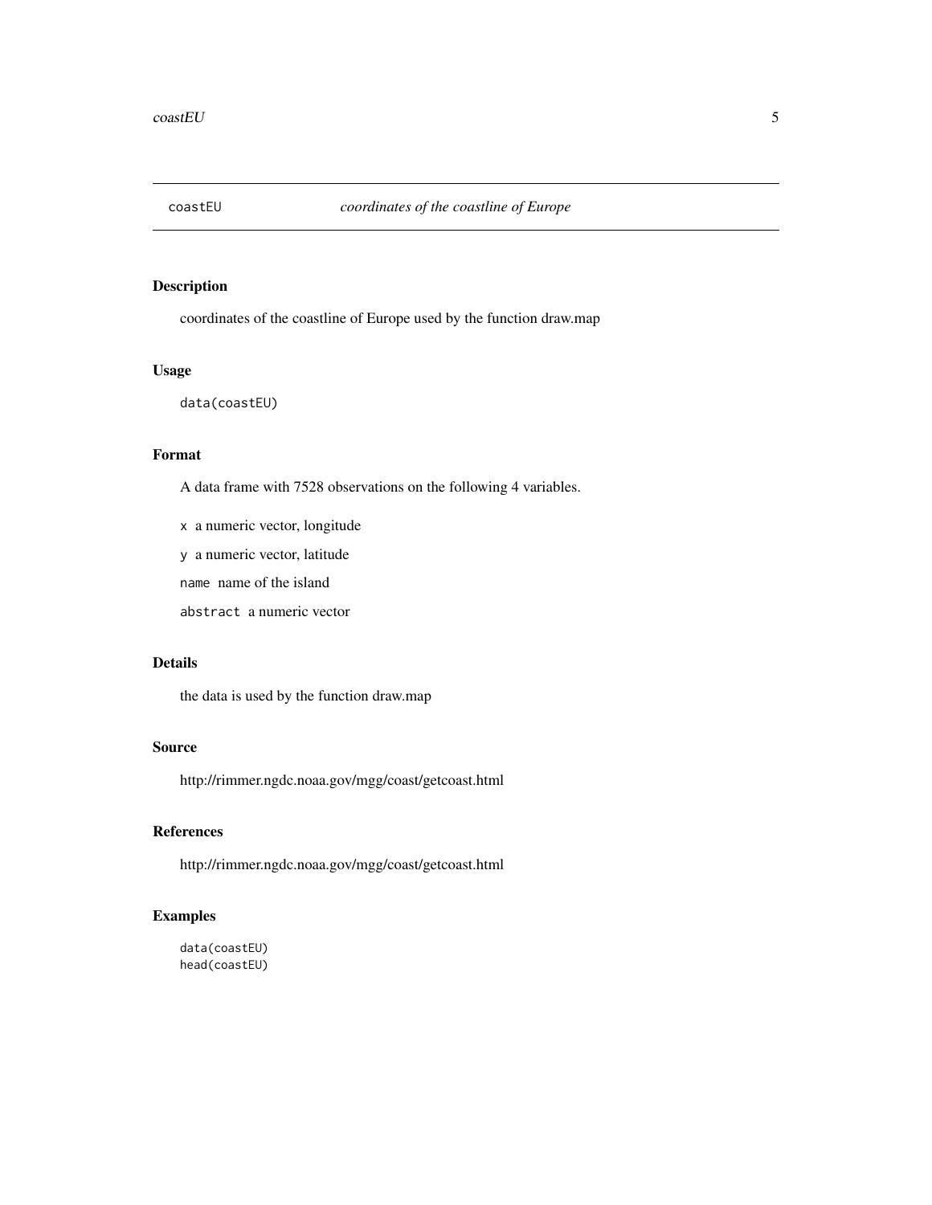# coastEU — *coordinates of the coastline of Europe*

## Description

coordinates of the coastline of Europe used by the function draw.map

## Usage

```
data(coastEU)
```

## Format

A data frame with 7528 observations on the following 4 variables.

- `x` a numeric vector, longitude
- `y` a numeric vector, latitude
- `name` name of the island
- `abstract` a numeric vector

## Details

the data is used by the function draw.map

## Source

http://rimmer.ngdc.noaa.gov/mgg/coast/getcoast.html

## References

http://rimmer.ngdc.noaa.gov/mgg/coast/getcoast.html

## Examples

```
data(coastEU)
head(coastEU)
```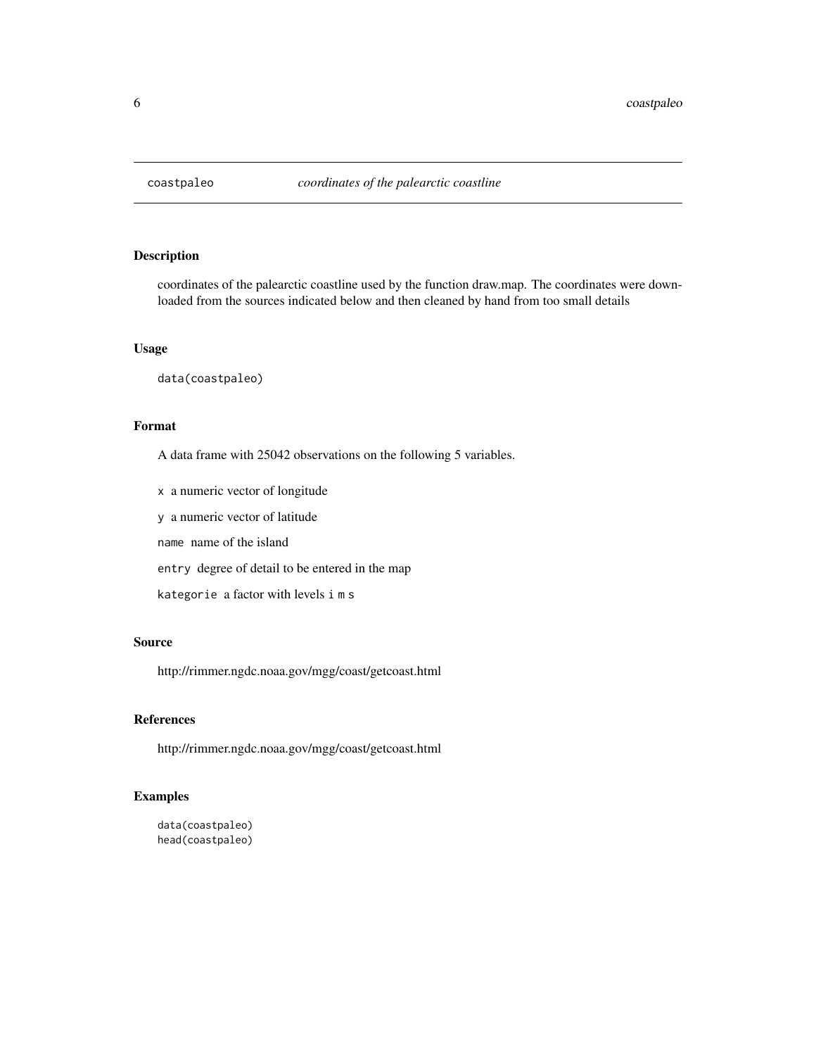# coastpaleo — *coordinates of the palearctic coastline*

## Description

coordinates of the palearctic coastline used by the function draw.map. The coordinates were downloaded from the sources indicated below and then cleaned by hand from too small details

## Usage

```
data(coastpaleo)
```

## Format

A data frame with 25042 observations on the following 5 variables.

- `x` a numeric vector of longitude
- `y` a numeric vector of latitude
- `name` name of the island
- `entry` degree of detail to be entered in the map
- `kategorie` a factor with levels `i` `m` `s`

## Source

http://rimmer.ngdc.noaa.gov/mgg/coast/getcoast.html

## References

http://rimmer.ngdc.noaa.gov/mgg/coast/getcoast.html

## Examples

```
data(coastpaleo)
head(coastpaleo)
```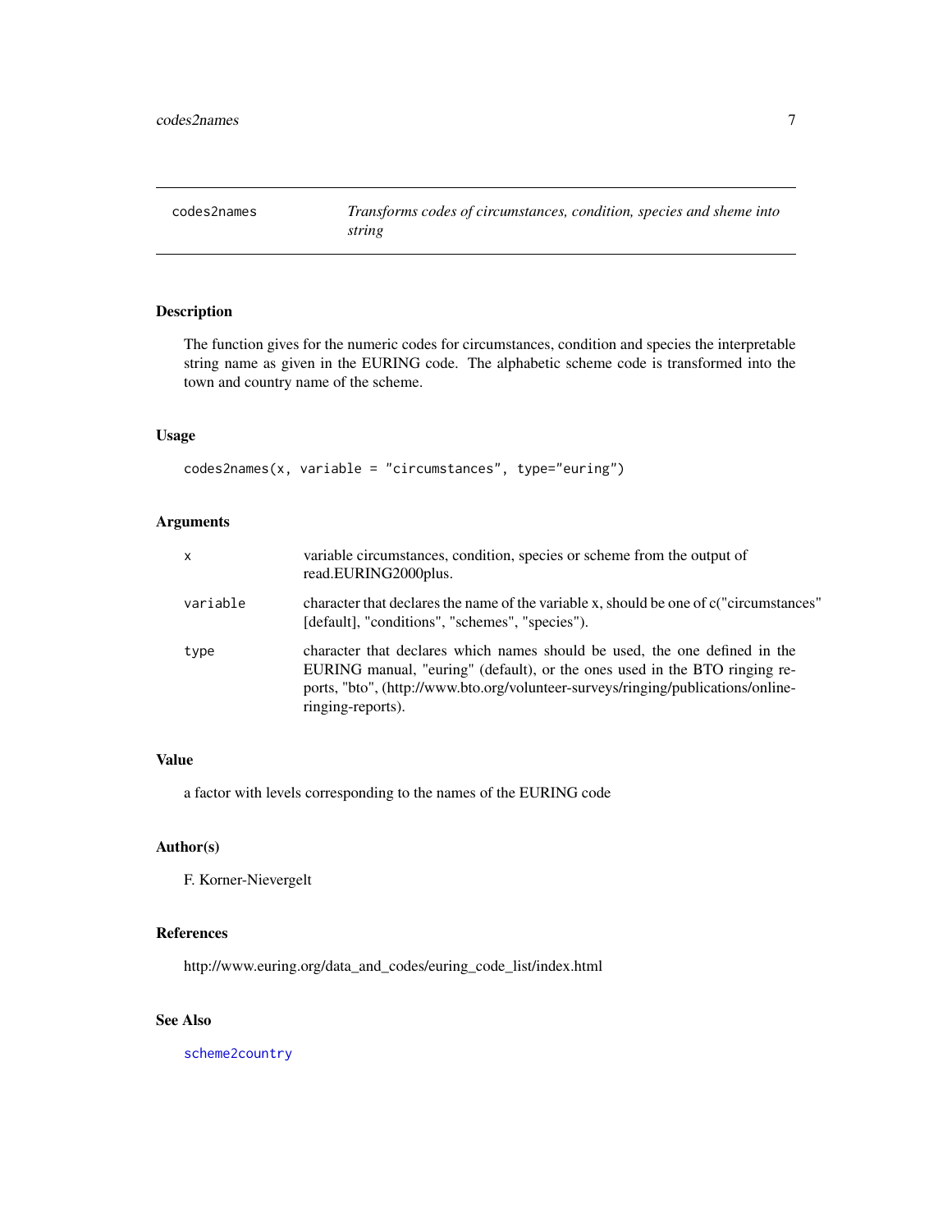# codes2names — *Transforms codes of circumstances, condition, species and sheme into string*

## Description

The function gives for the numeric codes for circumstances, condition and species the interpretable string name as given in the EURING code. The alphabetic scheme code is transformed into the town and country name of the scheme.

## Usage

```
codes2names(x, variable = "circumstances", type="euring")
```

## Arguments

| | |
|---|---|
| x | variable circumstances, condition, species or scheme from the output of read.EURING2000plus. |
| variable | character that declares the name of the variable x, should be one of c("circumstances" [default], "conditions", "schemes", "species"). |
| type | character that declares which names should be used, the one defined in the EURING manual, "euring" (default), or the ones used in the BTO ringing reports, "bto", (http://www.bto.org/volunteer-surveys/ringing/publications/online-ringing-reports). |

## Value

a factor with levels corresponding to the names of the EURING code

## Author(s)

F. Korner-Nievergelt

## References

http://www.euring.org/data_and_codes/euring_code_list/index.html

## See Also

scheme2country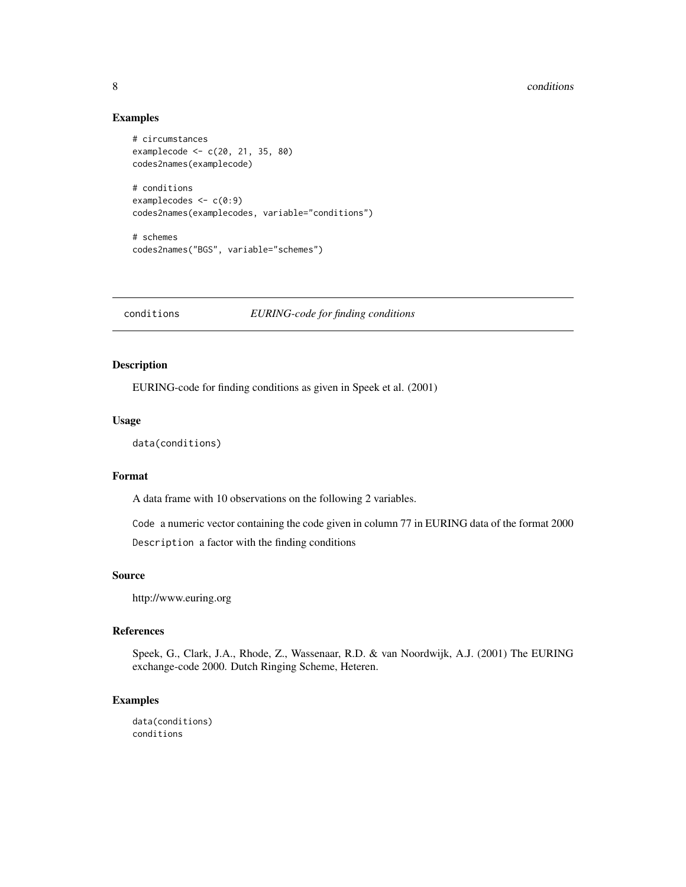## Examples

```
# circumstances
examplecode <- c(20, 21, 35, 80)
codes2names(examplecode)

# conditions
examplecodes <- c(0:9)
codes2names(examplecodes, variable="conditions")

# schemes
codes2names("BGS", variable="schemes")
```

---

conditions *EURING-code for finding conditions*

---

## Description

EURING-code for finding conditions as given in Speek et al. (2001)

## Usage

```
data(conditions)
```

## Format

A data frame with 10 observations on the following 2 variables.

`Code` a numeric vector containing the code given in column 77 in EURING data of the format 2000

`Description` a factor with the finding conditions

## Source

http://www.euring.org

## References

Speek, G., Clark, J.A., Rhode, Z., Wassenaar, R.D. & van Noordwijk, A.J. (2001) The EURING exchange-code 2000. Dutch Ringing Scheme, Heteren.

## Examples

```
data(conditions)
conditions
```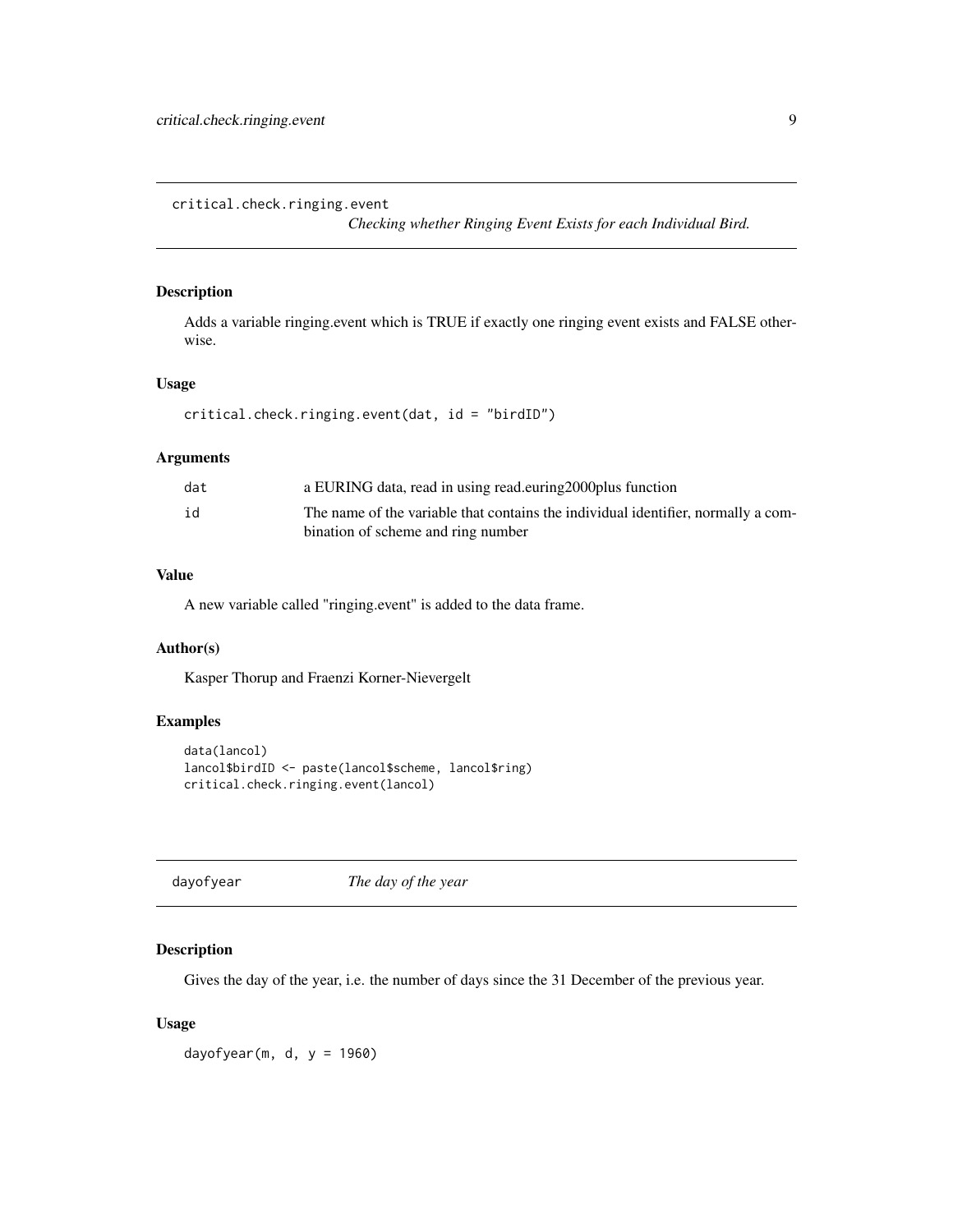## critical.check.ringing.event

*Checking whether Ringing Event Exists for each Individual Bird.*

### Description

Adds a variable ringing.event which is TRUE if exactly one ringing event exists and FALSE otherwise.

### Usage

```
critical.check.ringing.event(dat, id = "birdID")
```

### Arguments

| | |
|---|---|
| dat | a EURING data, read in using read.euring2000plus function |
| id | The name of the variable that contains the individual identifier, normally a combination of scheme and ring number |

### Value

A new variable called "ringing.event" is added to the data frame.

### Author(s)

Kasper Thorup and Fraenzi Korner-Nievergelt

### Examples

```
data(lancol)
lancol$birdID <- paste(lancol$scheme, lancol$ring)
critical.check.ringing.event(lancol)
```

## dayofyear

*The day of the year*

### Description

Gives the day of the year, i.e. the number of days since the 31 December of the previous year.

### Usage

```
dayofyear(m, d, y = 1960)
```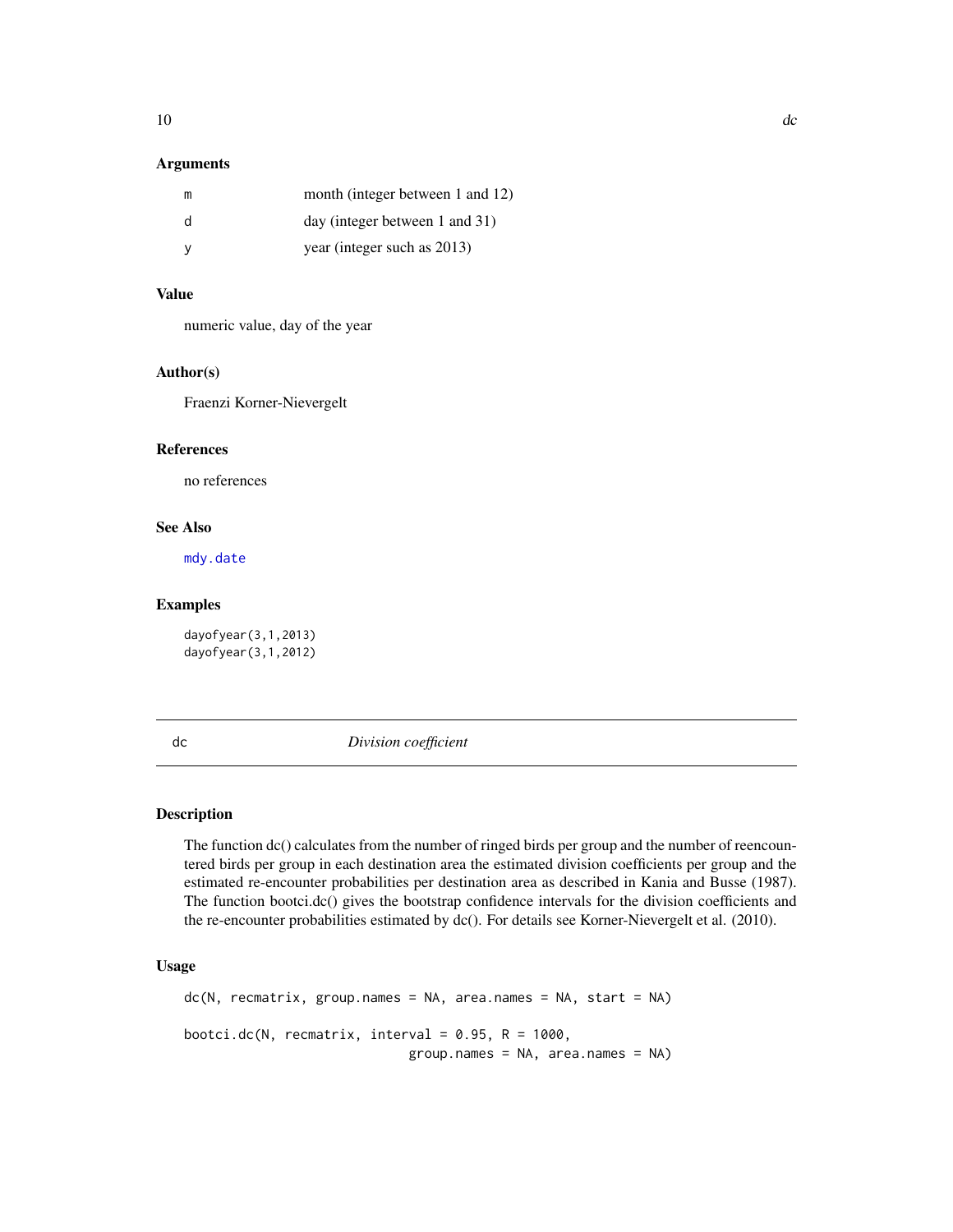### Arguments

| | |
|---|---|
| m | month (integer between 1 and 12) |
| d | day (integer between 1 and 31) |
| y | year (integer such as 2013) |

### Value

numeric value, day of the year

### Author(s)

Fraenzi Korner-Nievergelt

### References

no references

### See Also

mdy.date

### Examples

```
dayofyear(3,1,2013)
dayofyear(3,1,2012)
```

---

## dc — *Division coefficient*

---

### Description

The function dc() calculates from the number of ringed birds per group and the number of reencountered birds per group in each destination area the estimated division coefficients per group and the estimated re-encounter probabilities per destination area as described in Kania and Busse (1987). The function bootci.dc() gives the bootstrap confidence intervals for the division coefficients and the re-encounter probabilities estimated by dc(). For details see Korner-Nievergelt et al. (2010).

### Usage

```
dc(N, recmatrix, group.names = NA, area.names = NA, start = NA)

bootci.dc(N, recmatrix, interval = 0.95, R = 1000,
                              group.names = NA, area.names = NA)
```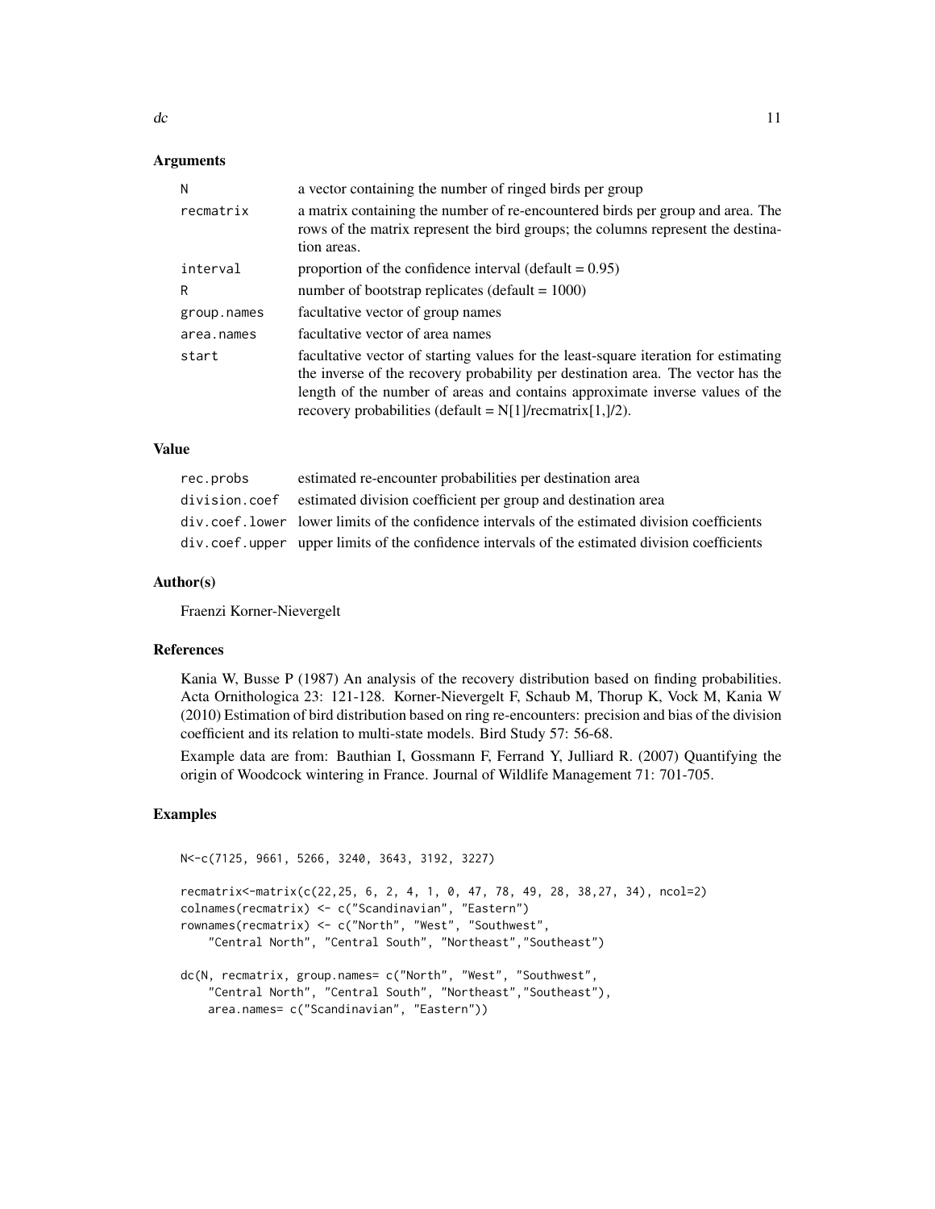### Arguments

| | |
|---|---|
| N | a vector containing the number of ringed birds per group |
| recmatrix | a matrix containing the number of re-encountered birds per group and area. The rows of the matrix represent the bird groups; the columns represent the destination areas. |
| interval | proportion of the confidence interval (default = 0.95) |
| R | number of bootstrap replicates (default = 1000) |
| group.names | facultative vector of group names |
| area.names | facultative vector of area names |
| start | facultative vector of starting values for the least-square iteration for estimating the inverse of the recovery probability per destination area. The vector has the length of the number of areas and contains approximate inverse values of the recovery probabilities (default = N[1]/recmatrix[1,]/2). |

### Value

| | |
|---|---|
| rec.probs | estimated re-encounter probabilities per destination area |
| division.coef | estimated division coefficient per group and destination area |
| div.coef.lower | lower limits of the confidence intervals of the estimated division coefficients |
| div.coef.upper | upper limits of the confidence intervals of the estimated division coefficients |

### Author(s)

Fraenzi Korner-Nievergelt

### References

Kania W, Busse P (1987) An analysis of the recovery distribution based on finding probabilities. Acta Ornithologica 23: 121-128. Korner-Nievergelt F, Schaub M, Thorup K, Vock M, Kania W (2010) Estimation of bird distribution based on ring re-encounters: precision and bias of the division coefficient and its relation to multi-state models. Bird Study 57: 56-68.

Example data are from: Bauthian I, Gossmann F, Ferrand Y, Julliard R. (2007) Quantifying the origin of Woodcock wintering in France. Journal of Wildlife Management 71: 701-705.

### Examples

```
N<-c(7125, 9661, 5266, 3240, 3643, 3192, 3227)

recmatrix<-matrix(c(22,25, 6, 2, 4, 1, 0, 47, 78, 49, 28, 38,27, 34), ncol=2)
colnames(recmatrix) <- c("Scandinavian", "Eastern")
rownames(recmatrix) <- c("North", "West", "Southwest",
    "Central North", "Central South", "Northeast","Southeast")

dc(N, recmatrix, group.names= c("North", "West", "Southwest",
    "Central North", "Central South", "Northeast","Southeast"),
    area.names= c("Scandinavian", "Eastern"))
```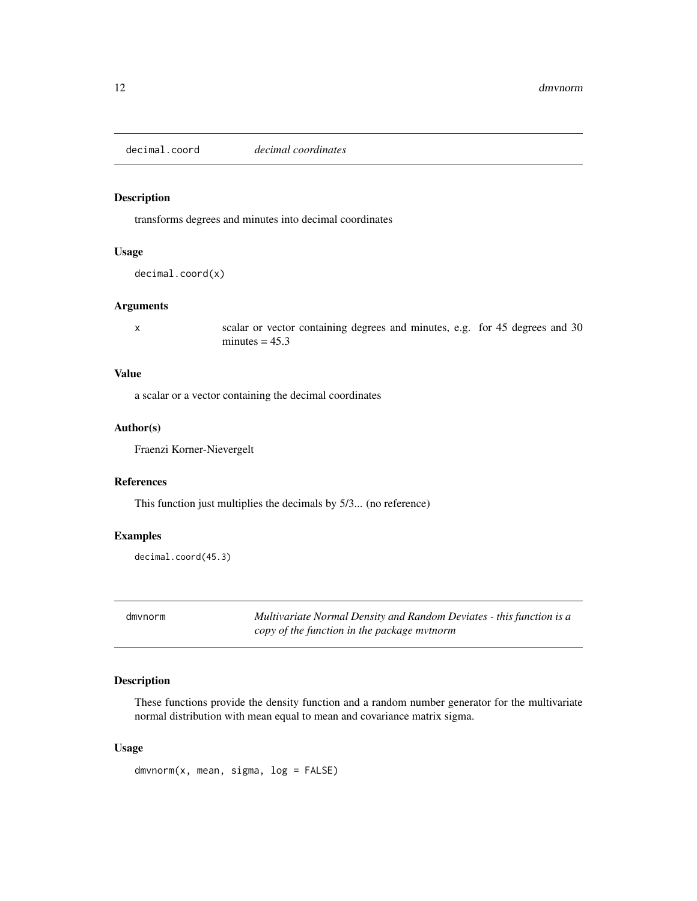## decimal.coord *decimal coordinates*

### Description

transforms degrees and minutes into decimal coordinates

### Usage

```
decimal.coord(x)
```

### Arguments

| | |
|---|---|
| x | scalar or vector containing degrees and minutes, e.g. for 45 degrees and 30 minutes = 45.3 |

### Value

a scalar or a vector containing the decimal coordinates

### Author(s)

Fraenzi Korner-Nievergelt

### References

This function just multiplies the decimals by 5/3... (no reference)

### Examples

```
decimal.coord(45.3)
```

## dmvnorm *Multivariate Normal Density and Random Deviates - this function is a copy of the function in the package mvtnorm*

### Description

These functions provide the density function and a random number generator for the multivariate normal distribution with mean equal to mean and covariance matrix sigma.

### Usage

```
dmvnorm(x, mean, sigma, log = FALSE)
```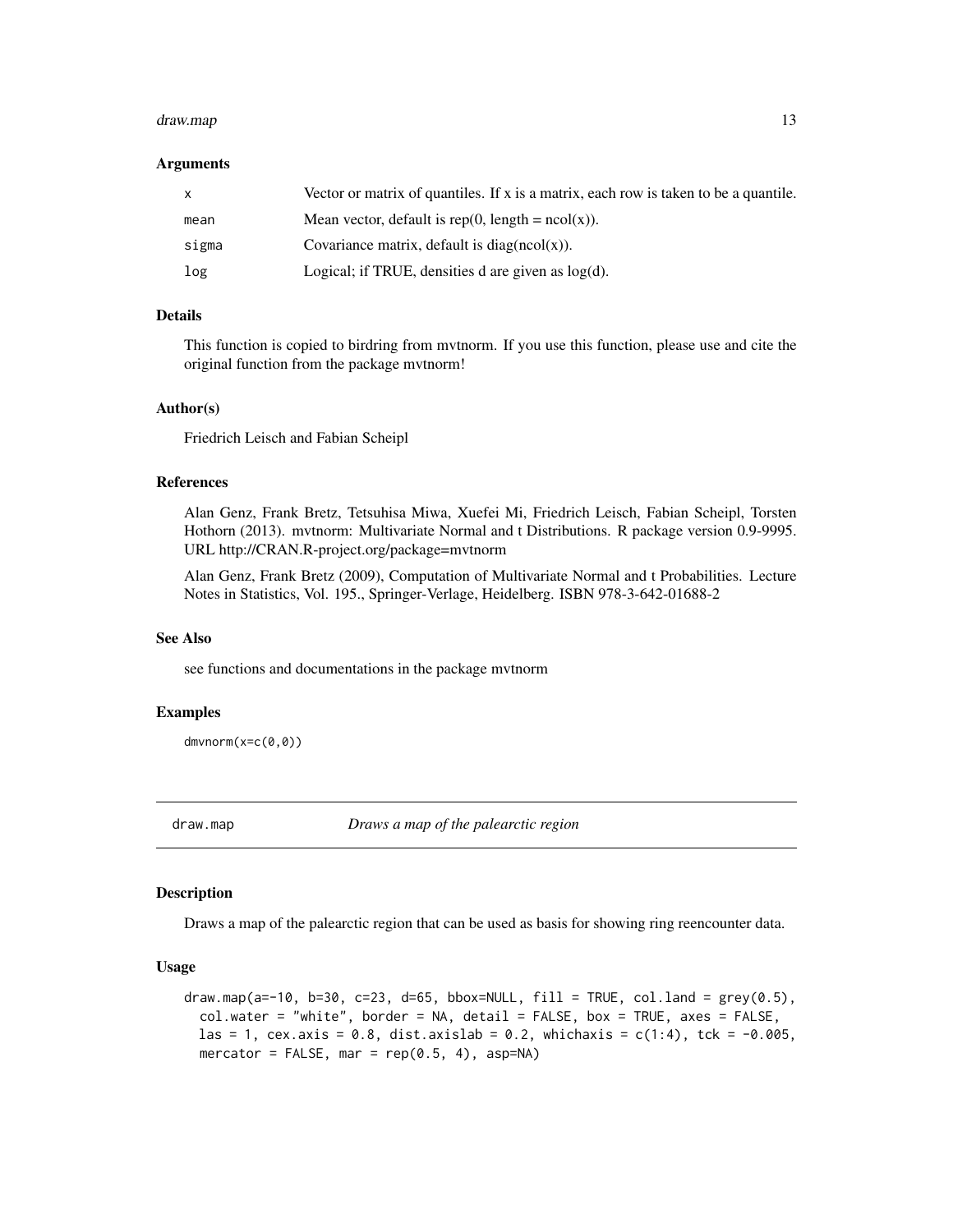### Arguments

| | |
|---|---|
| x | Vector or matrix of quantiles. If x is a matrix, each row is taken to be a quantile. |
| mean | Mean vector, default is rep(0, length = ncol(x)). |
| sigma | Covariance matrix, default is diag(ncol(x)). |
| log | Logical; if TRUE, densities d are given as log(d). |

### Details

This function is copied to birdring from mvtnorm. If you use this function, please use and cite the original function from the package mvtnorm!

### Author(s)

Friedrich Leisch and Fabian Scheipl

### References

Alan Genz, Frank Bretz, Tetsuhisa Miwa, Xuefei Mi, Friedrich Leisch, Fabian Scheipl, Torsten Hothorn (2013). mvtnorm: Multivariate Normal and t Distributions. R package version 0.9-9995. URL http://CRAN.R-project.org/package=mvtnorm

Alan Genz, Frank Bretz (2009), Computation of Multivariate Normal and t Probabilities. Lecture Notes in Statistics, Vol. 195., Springer-Verlage, Heidelberg. ISBN 978-3-642-01688-2

### See Also

see functions and documentations in the package mvtnorm

### Examples

```
dmvnorm(x=c(0,0))
```

---

## draw.map — *Draws a map of the palearctic region*

### Description

Draws a map of the palearctic region that can be used as basis for showing ring reencounter data.

### Usage

```
draw.map(a=-10, b=30, c=23, d=65, bbox=NULL, fill = TRUE, col.land = grey(0.5),
  col.water = "white", border = NA, detail = FALSE, box = TRUE, axes = FALSE,
  las = 1, cex.axis = 0.8, dist.axislab = 0.2, whichaxis = c(1:4), tck = -0.005,
  mercator = FALSE, mar = rep(0.5, 4), asp=NA)
```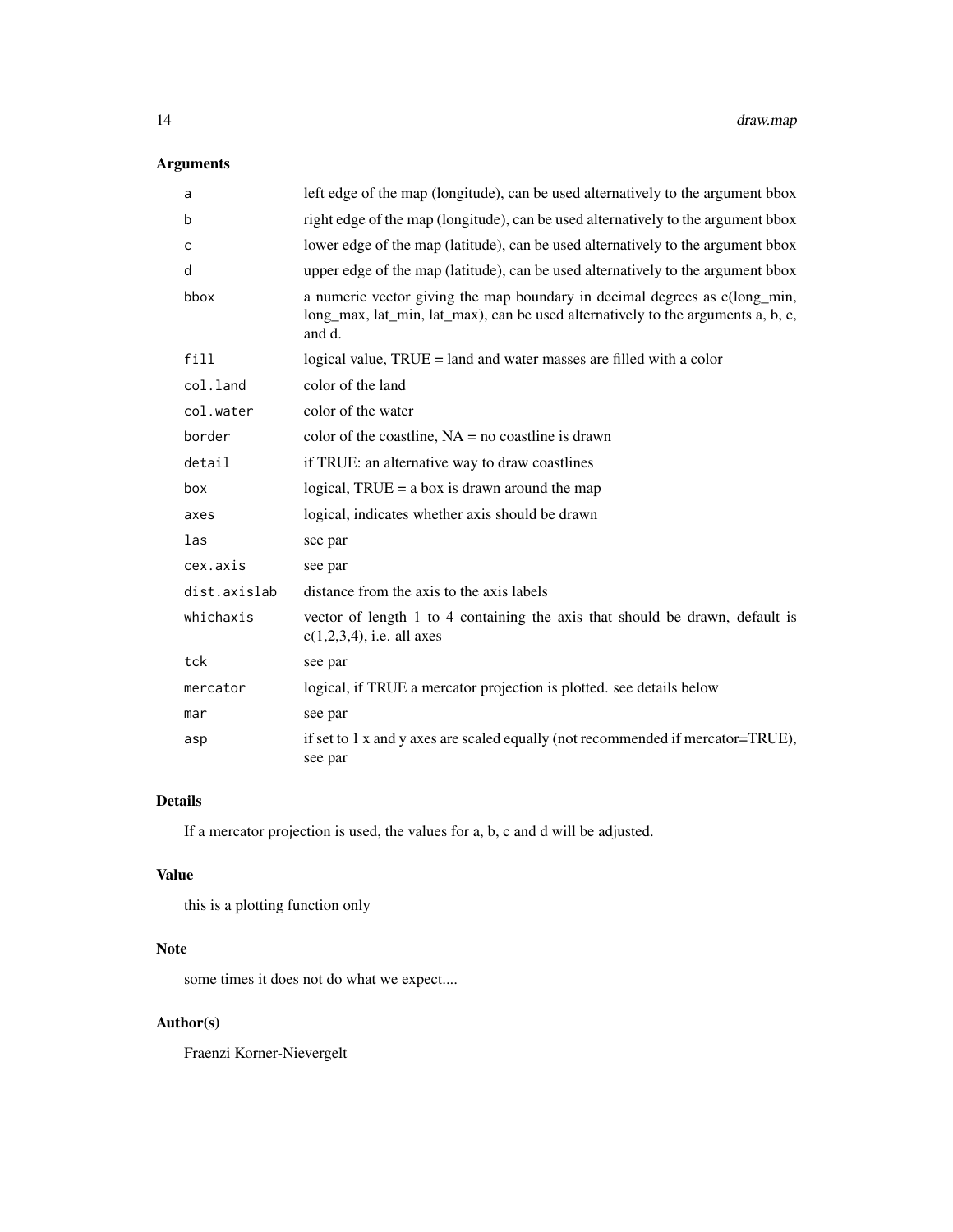## Arguments

| | |
|---|---|
| `a` | left edge of the map (longitude), can be used alternatively to the argument bbox |
| `b` | right edge of the map (longitude), can be used alternatively to the argument bbox |
| `c` | lower edge of the map (latitude), can be used alternatively to the argument bbox |
| `d` | upper edge of the map (latitude), can be used alternatively to the argument bbox |
| `bbox` | a numeric vector giving the map boundary in decimal degrees as c(long_min, long_max, lat_min, lat_max), can be used alternatively to the arguments a, b, c, and d. |
| `fill` | logical value, TRUE = land and water masses are filled with a color |
| `col.land` | color of the land |
| `col.water` | color of the water |
| `border` | color of the coastline, NA = no coastline is drawn |
| `detail` | if TRUE: an alternative way to draw coastlines |
| `box` | logical, TRUE = a box is drawn around the map |
| `axes` | logical, indicates whether axis should be drawn |
| `las` | see par |
| `cex.axis` | see par |
| `dist.axislab` | distance from the axis to the axis labels |
| `whichaxis` | vector of length 1 to 4 containing the axis that should be drawn, default is c(1,2,3,4), i.e. all axes |
| `tck` | see par |
| `mercator` | logical, if TRUE a mercator projection is plotted. see details below |
| `mar` | see par |
| `asp` | if set to 1 x and y axes are scaled equally (not recommended if mercator=TRUE), see par |

## Details

If a mercator projection is used, the values for a, b, c and d will be adjusted.

## Value

this is a plotting function only

## Note

some times it does not do what we expect....

## Author(s)

Fraenzi Korner-Nievergelt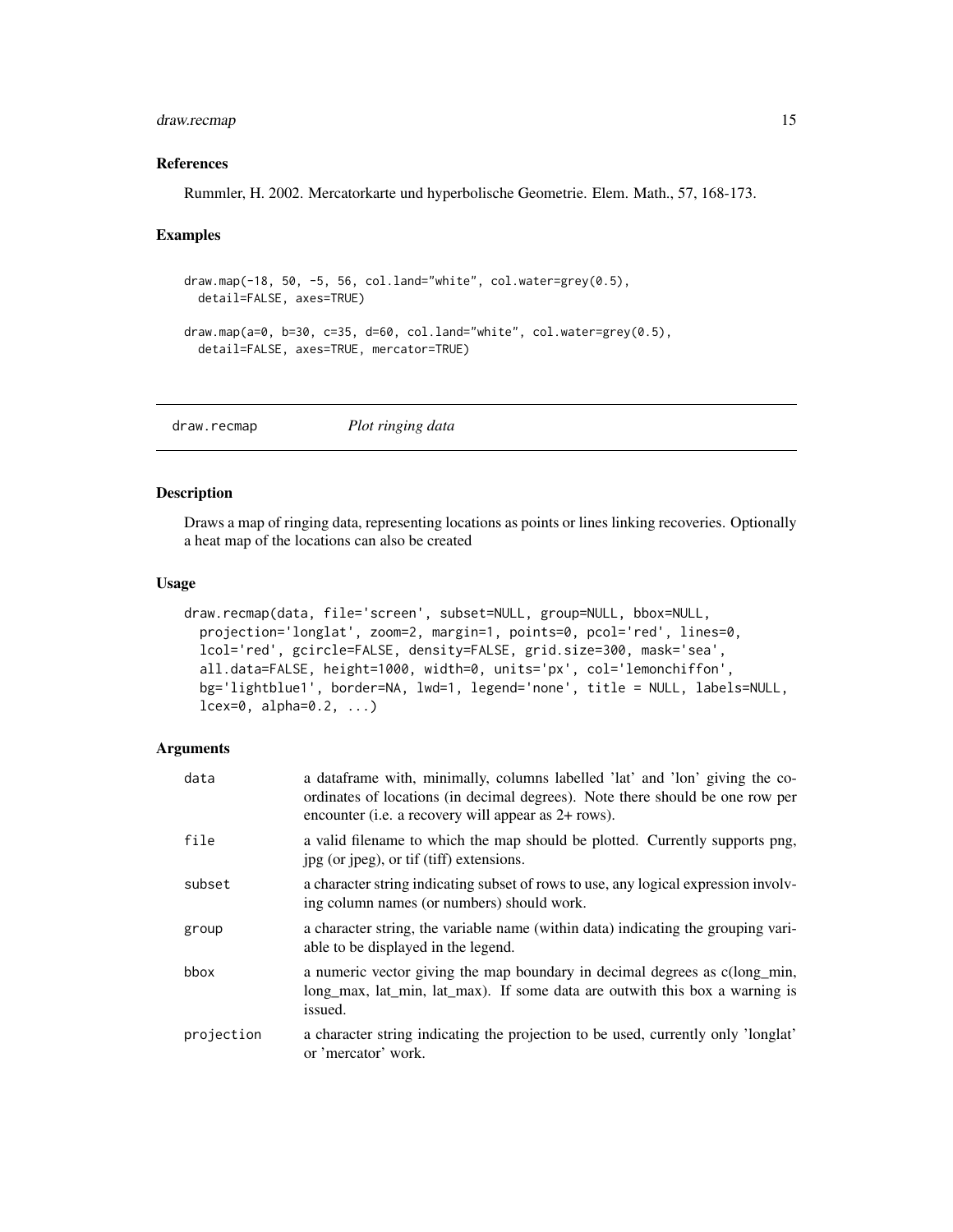### References

Rummler, H. 2002. Mercatorkarte und hyperbolische Geometrie. Elem. Math., 57, 168-173.

### Examples

```
draw.map(-18, 50, -5, 56, col.land="white", col.water=grey(0.5),
  detail=FALSE, axes=TRUE)

draw.map(a=0, b=30, c=35, d=60, col.land="white", col.water=grey(0.5),
  detail=FALSE, axes=TRUE, mercator=TRUE)
```

---

## draw.recmap *Plot ringing data*

---

### Description

Draws a map of ringing data, representing locations as points or lines linking recoveries. Optionally a heat map of the locations can also be created

### Usage

```
draw.recmap(data, file='screen', subset=NULL, group=NULL, bbox=NULL,
  projection='longlat', zoom=2, margin=1, points=0, pcol='red', lines=0,
  lcol='red', gcircle=FALSE, density=FALSE, grid.size=300, mask='sea',
  all.data=FALSE, height=1000, width=0, units='px', col='lemonchiffon',
  bg='lightblue1', border=NA, lwd=1, legend='none', title = NULL, labels=NULL,
  lcex=0, alpha=0.2, ...)
```

### Arguments

| | |
|---|---|
| data | a dataframe with, minimally, columns labelled 'lat' and 'lon' giving the co-ordinates of locations (in decimal degrees). Note there should be one row per encounter (i.e. a recovery will appear as 2+ rows). |
| file | a valid filename to which the map should be plotted. Currently supports png, jpg (or jpeg), or tif (tiff) extensions. |
| subset | a character string indicating subset of rows to use, any logical expression involving column names (or numbers) should work. |
| group | a character string, the variable name (within data) indicating the grouping variable to be displayed in the legend. |
| bbox | a numeric vector giving the map boundary in decimal degrees as c(long_min, long_max, lat_min, lat_max). If some data are outwith this box a warning is issued. |
| projection | a character string indicating the projection to be used, currently only 'longlat' or 'mercator' work. |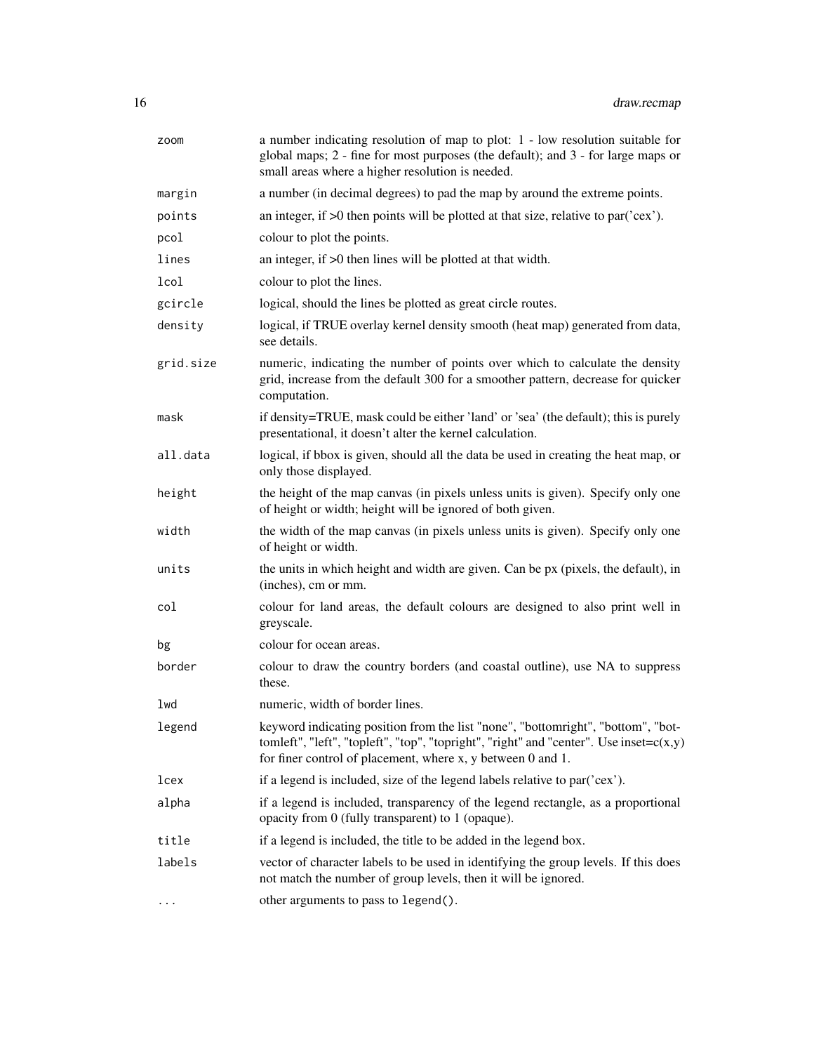| | |
|---|---|
| zoom | a number indicating resolution of map to plot: 1 - low resolution suitable for global maps; 2 - fine for most purposes (the default); and 3 - for large maps or small areas where a higher resolution is needed. |
| margin | a number (in decimal degrees) to pad the map by around the extreme points. |
| points | an integer, if >0 then points will be plotted at that size, relative to par('cex'). |
| pcol | colour to plot the points. |
| lines | an integer, if >0 then lines will be plotted at that width. |
| lcol | colour to plot the lines. |
| gcircle | logical, should the lines be plotted as great circle routes. |
| density | logical, if TRUE overlay kernel density smooth (heat map) generated from data, see details. |
| grid.size | numeric, indicating the number of points over which to calculate the density grid, increase from the default 300 for a smoother pattern, decrease for quicker computation. |
| mask | if density=TRUE, mask could be either 'land' or 'sea' (the default); this is purely presentational, it doesn't alter the kernel calculation. |
| all.data | logical, if bbox is given, should all the data be used in creating the heat map, or only those displayed. |
| height | the height of the map canvas (in pixels unless units is given). Specify only one of height or width; height will be ignored of both given. |
| width | the width of the map canvas (in pixels unless units is given). Specify only one of height or width. |
| units | the units in which height and width are given. Can be px (pixels, the default), in (inches), cm or mm. |
| col | colour for land areas, the default colours are designed to also print well in greyscale. |
| bg | colour for ocean areas. |
| border | colour to draw the country borders (and coastal outline), use NA to suppress these. |
| lwd | numeric, width of border lines. |
| legend | keyword indicating position from the list "none", "bottomright", "bottom", "bottomleft", "left", "topleft", "top", "topright", "right" and "center". Use inset=c(x,y) for finer control of placement, where x, y between 0 and 1. |
| lcex | if a legend is included, size of the legend labels relative to par('cex'). |
| alpha | if a legend is included, transparency of the legend rectangle, as a proportional opacity from 0 (fully transparent) to 1 (opaque). |
| title | if a legend is included, the title to be added in the legend box. |
| labels | vector of character labels to be used in identifying the group levels. If this does not match the number of group levels, then it will be ignored. |
| ... | other arguments to pass to legend(). |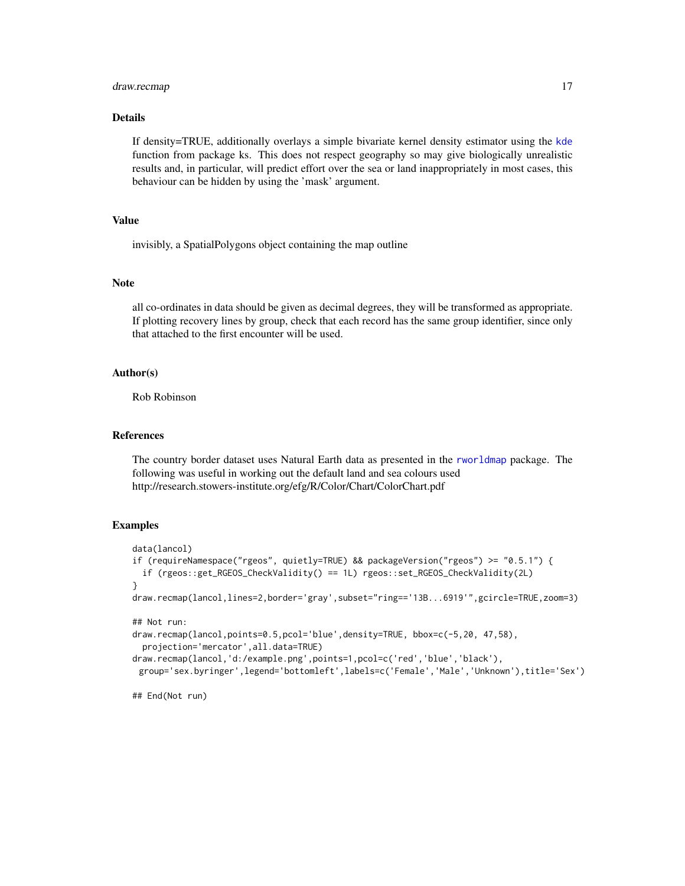## Details

If density=TRUE, additionally overlays a simple bivariate kernel density estimator using the kde function from package ks. This does not respect geography so may give biologically unrealistic results and, in particular, will predict effort over the sea or land inappropriately in most cases, this behaviour can be hidden by using the 'mask' argument.

## Value

invisibly, a SpatialPolygons object containing the map outline

## Note

all co-ordinates in data should be given as decimal degrees, they will be transformed as appropriate. If plotting recovery lines by group, check that each record has the same group identifier, since only that attached to the first encounter will be used.

## Author(s)

Rob Robinson

## References

The country border dataset uses Natural Earth data as presented in the rworldmap package. The following was useful in working out the default land and sea colours used
http://research.stowers-institute.org/efg/R/Color/Chart/ColorChart.pdf

## Examples

```
data(lancol)
if (requireNamespace("rgeos", quietly=TRUE) && packageVersion("rgeos") >= "0.5.1") {
  if (rgeos::get_RGEOS_CheckValidity() == 1L) rgeos::set_RGEOS_CheckValidity(2L)
}
draw.recmap(lancol,lines=2,border='gray',subset="ring=='13B...6919'",gcircle=TRUE,zoom=3)

## Not run:
draw.recmap(lancol,points=0.5,pcol='blue',density=TRUE, bbox=c(-5,20, 47,58),
  projection='mercator',all.data=TRUE)
draw.recmap(lancol,'d:/example.png',points=1,pcol=c('red','blue','black'),
 group='sex.byringer',legend='bottomleft',labels=c('Female','Male','Unknown'),title='Sex')

## End(Not run)
```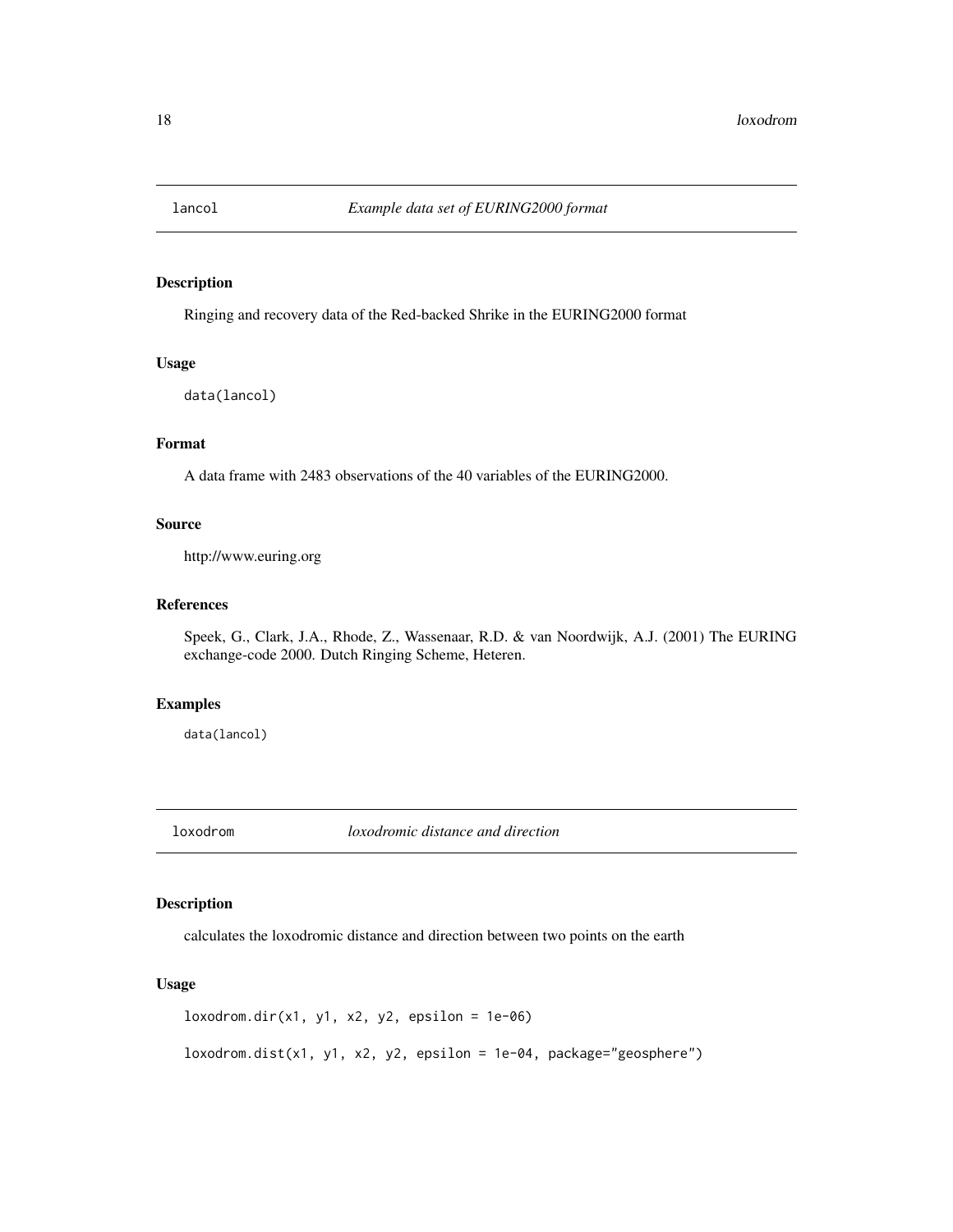## lancol — *Example data set of EURING2000 format*

### Description

Ringing and recovery data of the Red-backed Shrike in the EURING2000 format

### Usage

```
data(lancol)
```

### Format

A data frame with 2483 observations of the 40 variables of the EURING2000.

### Source

http://www.euring.org

### References

Speek, G., Clark, J.A., Rhode, Z., Wassenaar, R.D. & van Noordwijk, A.J. (2001) The EURING exchange-code 2000. Dutch Ringing Scheme, Heteren.

### Examples

```
data(lancol)
```

## loxodrom — *loxodromic distance and direction*

### Description

calculates the loxodromic distance and direction between two points on the earth

### Usage

```
loxodrom.dir(x1, y1, x2, y2, epsilon = 1e-06)

loxodrom.dist(x1, y1, x2, y2, epsilon = 1e-04, package="geosphere")
```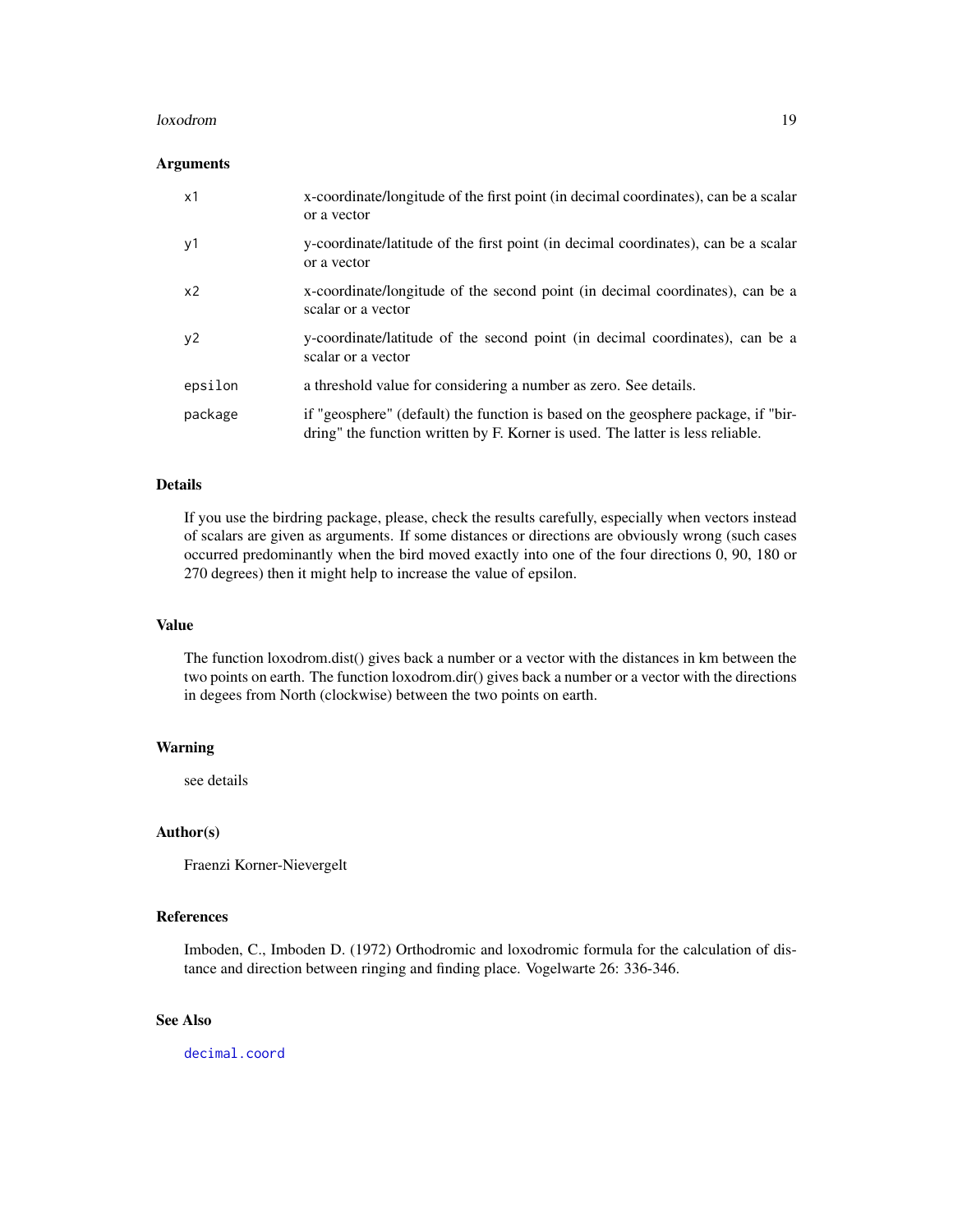### Arguments

| | |
|---|---|
| x1 | x-coordinate/longitude of the first point (in decimal coordinates), can be a scalar or a vector |
| y1 | y-coordinate/latitude of the first point (in decimal coordinates), can be a scalar or a vector |
| x2 | x-coordinate/longitude of the second point (in decimal coordinates), can be a scalar or a vector |
| y2 | y-coordinate/latitude of the second point (in decimal coordinates), can be a scalar or a vector |
| epsilon | a threshold value for considering a number as zero. See details. |
| package | if "geosphere" (default) the function is based on the geosphere package, if "birdring" the function written by F. Korner is used. The latter is less reliable. |

### Details

If you use the birdring package, please, check the results carefully, especially when vectors instead of scalars are given as arguments. If some distances or directions are obviously wrong (such cases occurred predominantly when the bird moved exactly into one of the four directions 0, 90, 180 or 270 degrees) then it might help to increase the value of epsilon.

### Value

The function loxodrom.dist() gives back a number or a vector with the distances in km between the two points on earth. The function loxodrom.dir() gives back a number or a vector with the directions in degees from North (clockwise) between the two points on earth.

### Warning

see details

### Author(s)

Fraenzi Korner-Nievergelt

### References

Imboden, C., Imboden D. (1972) Orthodromic and loxodromic formula for the calculation of distance and direction between ringing and finding place. Vogelwarte 26: 336-346.

### See Also

decimal.coord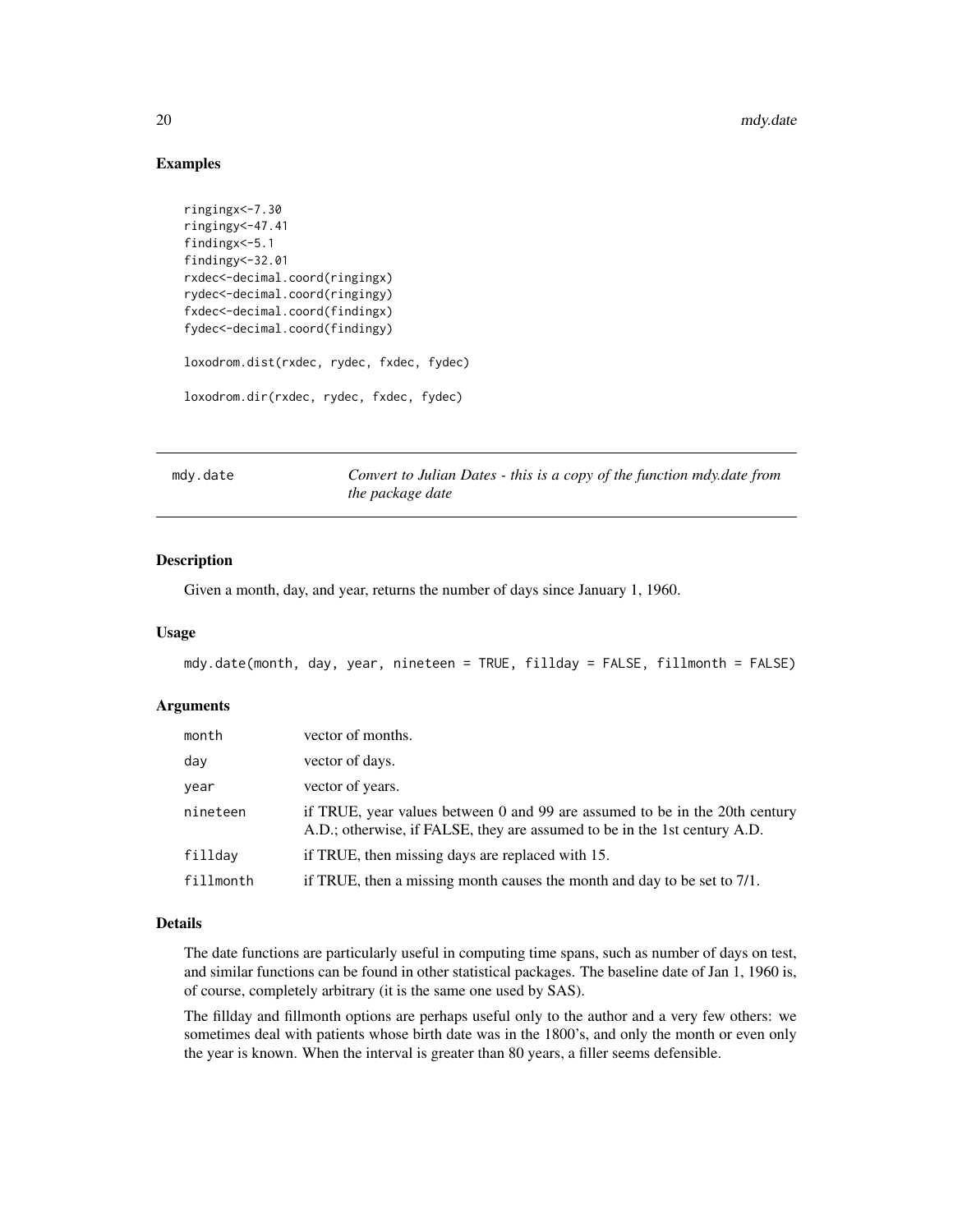### Examples

```
ringingx<-7.30
ringingy<-47.41
findingx<-5.1
findingy<-32.01
rxdec<-decimal.coord(ringingx)
rydec<-decimal.coord(ringingy)
fxdec<-decimal.coord(findingx)
fydec<-decimal.coord(findingy)

loxodrom.dist(rxdec, rydec, fxdec, fydec)

loxodrom.dir(rxdec, rydec, fxdec, fydec)
```

---

## mdy.date — *Convert to Julian Dates - this is a copy of the function mdy.date from the package date*

---

### Description

Given a month, day, and year, returns the number of days since January 1, 1960.

### Usage

```
mdy.date(month, day, year, nineteen = TRUE, fillday = FALSE, fillmonth = FALSE)
```

### Arguments

| | |
|---|---|
| month | vector of months. |
| day | vector of days. |
| year | vector of years. |
| nineteen | if TRUE, year values between 0 and 99 are assumed to be in the 20th century A.D.; otherwise, if FALSE, they are assumed to be in the 1st century A.D. |
| fillday | if TRUE, then missing days are replaced with 15. |
| fillmonth | if TRUE, then a missing month causes the month and day to be set to 7/1. |

### Details

The date functions are particularly useful in computing time spans, such as number of days on test, and similar functions can be found in other statistical packages. The baseline date of Jan 1, 1960 is, of course, completely arbitrary (it is the same one used by SAS).

The fillday and fillmonth options are perhaps useful only to the author and a very few others: we sometimes deal with patients whose birth date was in the 1800's, and only the month or even only the year is known. When the interval is greater than 80 years, a filler seems defensible.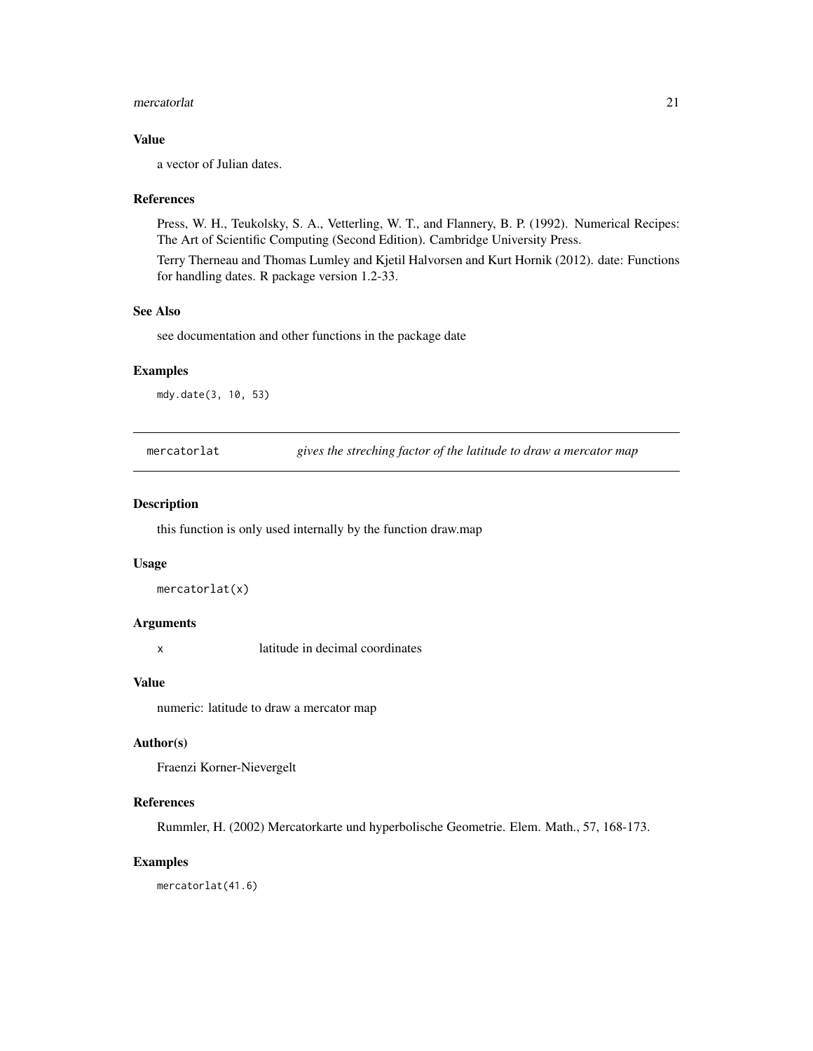### Value

a vector of Julian dates.

### References

Press, W. H., Teukolsky, S. A., Vetterling, W. T., and Flannery, B. P. (1992). Numerical Recipes: The Art of Scientific Computing (Second Edition). Cambridge University Press.

Terry Therneau and Thomas Lumley and Kjetil Halvorsen and Kurt Hornik (2012). date: Functions for handling dates. R package version 1.2-33.

### See Also

see documentation and other functions in the package date

### Examples

```
mdy.date(3, 10, 53)
```

---

## mercatorlat — *gives the streching factor of the latitude to draw a mercator map*

---

### Description

this function is only used internally by the function draw.map

### Usage

```
mercatorlat(x)
```

### Arguments

| | |
|---|---|
| x | latitude in decimal coordinates |

### Value

numeric: latitude to draw a mercator map

### Author(s)

Fraenzi Korner-Nievergelt

### References

Rummler, H. (2002) Mercatorkarte und hyperbolische Geometrie. Elem. Math., 57, 168-173.

### Examples

```
mercatorlat(41.6)
```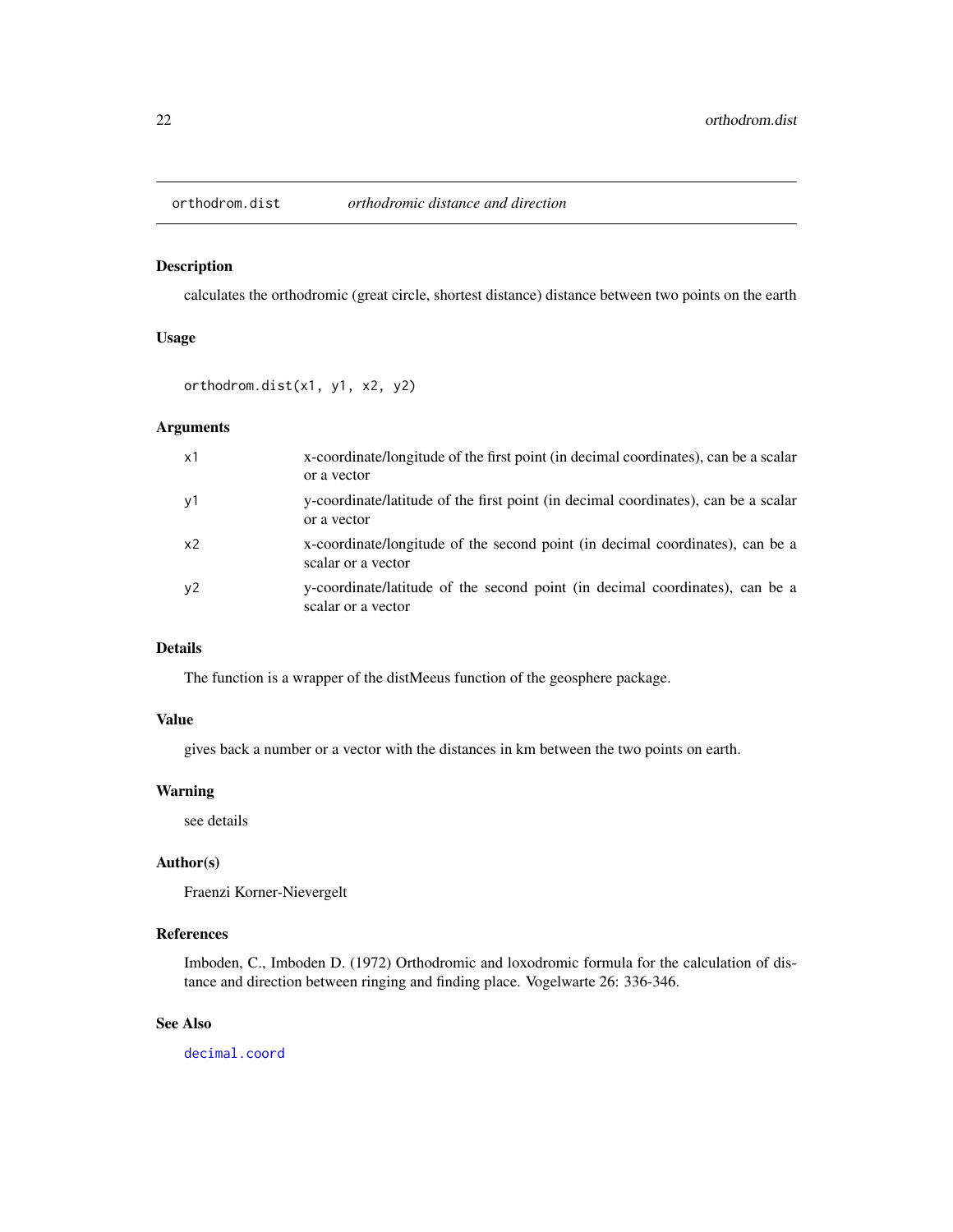# orthodrom.dist *orthodromic distance and direction*

## Description

calculates the orthodromic (great circle, shortest distance) distance between two points on the earth

## Usage

```
orthodrom.dist(x1, y1, x2, y2)
```

## Arguments

| | |
|---|---|
| x1 | x-coordinate/longitude of the first point (in decimal coordinates), can be a scalar or a vector |
| y1 | y-coordinate/latitude of the first point (in decimal coordinates), can be a scalar or a vector |
| x2 | x-coordinate/longitude of the second point (in decimal coordinates), can be a scalar or a vector |
| y2 | y-coordinate/latitude of the second point (in decimal coordinates), can be a scalar or a vector |

## Details

The function is a wrapper of the distMeeus function of the geosphere package.

## Value

gives back a number or a vector with the distances in km between the two points on earth.

## Warning

see details

## Author(s)

Fraenzi Korner-Nievergelt

## References

Imboden, C., Imboden D. (1972) Orthodromic and loxodromic formula for the calculation of distance and direction between ringing and finding place. Vogelwarte 26: 336-346.

## See Also

decimal.coord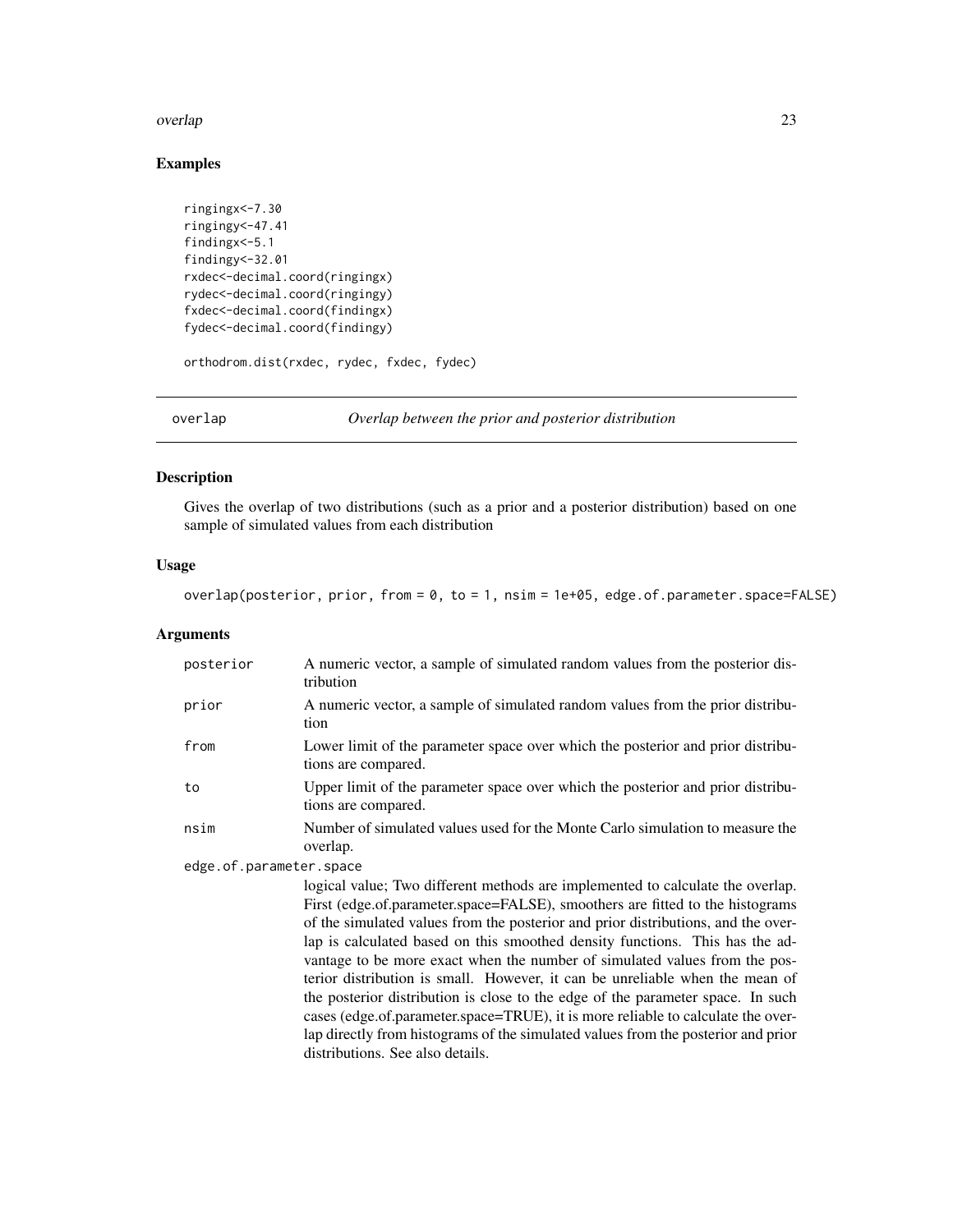## Examples

```
ringingx<-7.30
ringingy<-47.41
findingx<-5.1
findingy<-32.01
rxdec<-decimal.coord(ringingx)
rydec<-decimal.coord(ringingy)
fxdec<-decimal.coord(findingx)
fydec<-decimal.coord(findingy)

orthodrom.dist(rxdec, rydec, fxdec, fydec)
```

---

# overlap *Overlap between the prior and posterior distribution*

---

## Description

Gives the overlap of two distributions (such as a prior and a posterior distribution) based on one sample of simulated values from each distribution

## Usage

```
overlap(posterior, prior, from = 0, to = 1, nsim = 1e+05, edge.of.parameter.space=FALSE)
```

## Arguments

| | |
|---|---|
| `posterior` | A numeric vector, a sample of simulated random values from the posterior distribution |
| `prior` | A numeric vector, a sample of simulated random values from the prior distribution |
| `from` | Lower limit of the parameter space over which the posterior and prior distributions are compared. |
| `to` | Upper limit of the parameter space over which the posterior and prior distributions are compared. |
| `nsim` | Number of simulated values used for the Monte Carlo simulation to measure the overlap. |
| `edge.of.parameter.space` | logical value; Two different methods are implemented to calculate the overlap. First (edge.of.parameter.space=FALSE), smoothers are fitted to the histograms of the simulated values from the posterior and prior distributions, and the overlap is calculated based on this smoothed density functions. This has the advantage to be more exact when the number of simulated values from the posterior distribution is small. However, it can be unreliable when the mean of the posterior distribution is close to the edge of the parameter space. In such cases (edge.of.parameter.space=TRUE), it is more reliable to calculate the overlap directly from histograms of the simulated values from the posterior and prior distributions. See also details. |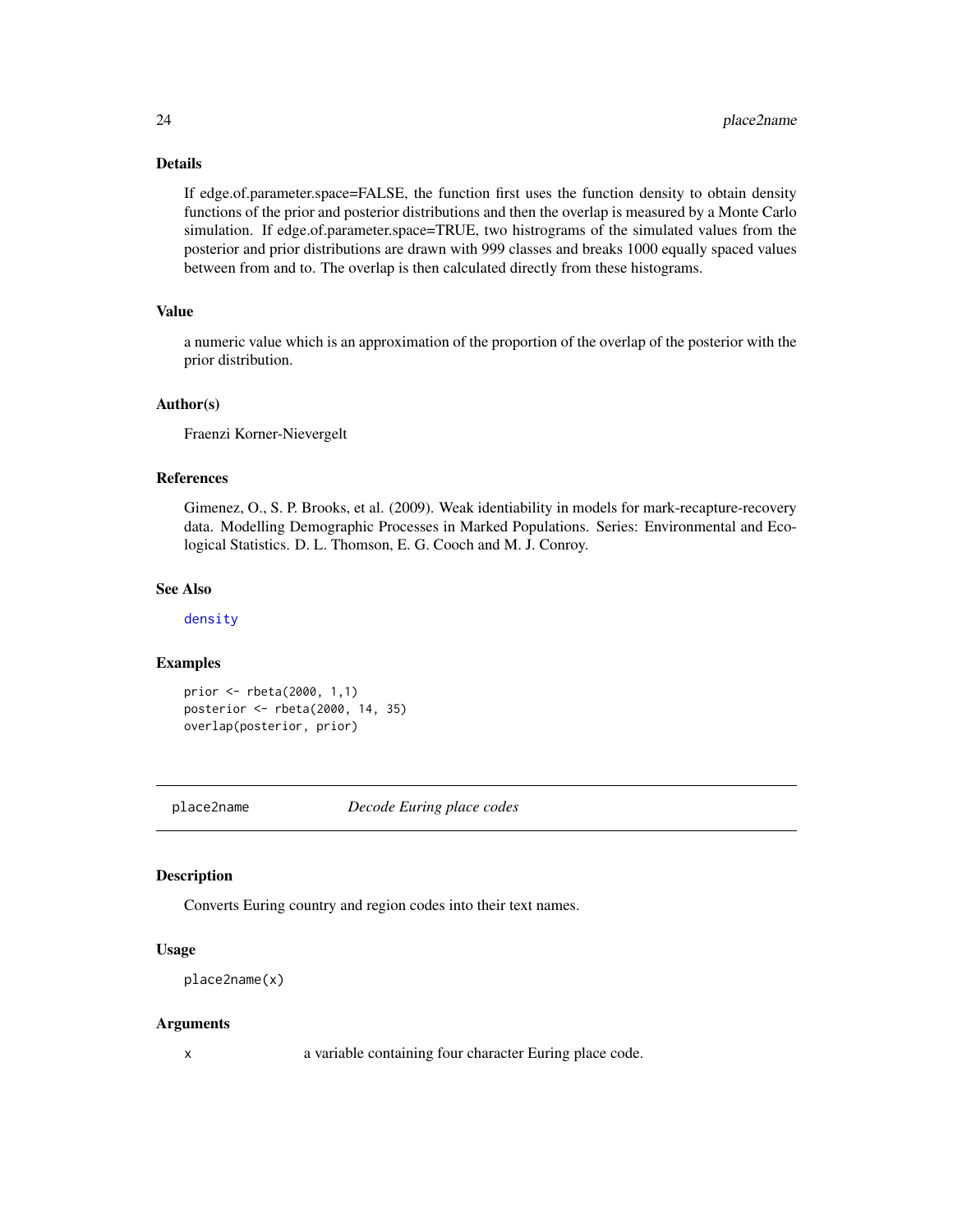### Details

If edge.of.parameter.space=FALSE, the function first uses the function density to obtain density functions of the prior and posterior distributions and then the overlap is measured by a Monte Carlo simulation. If edge.of.parameter.space=TRUE, two histrograms of the simulated values from the posterior and prior distributions are drawn with 999 classes and breaks 1000 equally spaced values between from and to. The overlap is then calculated directly from these histograms.

### Value

a numeric value which is an approximation of the proportion of the overlap of the posterior with the prior distribution.

### Author(s)

Fraenzi Korner-Nievergelt

### References

Gimenez, O., S. P. Brooks, et al. (2009). Weak identiability in models for mark-recapture-recovery data. Modelling Demographic Processes in Marked Populations. Series: Environmental and Ecological Statistics. D. L. Thomson, E. G. Cooch and M. J. Conroy.

### See Also

density

### Examples

```
prior <- rbeta(2000, 1,1)
posterior <- rbeta(2000, 14, 35)
overlap(posterior, prior)
```

---

## place2name *Decode Euring place codes*

### Description

Converts Euring country and region codes into their text names.

### Usage

```
place2name(x)
```

### Arguments

x a variable containing four character Euring place code.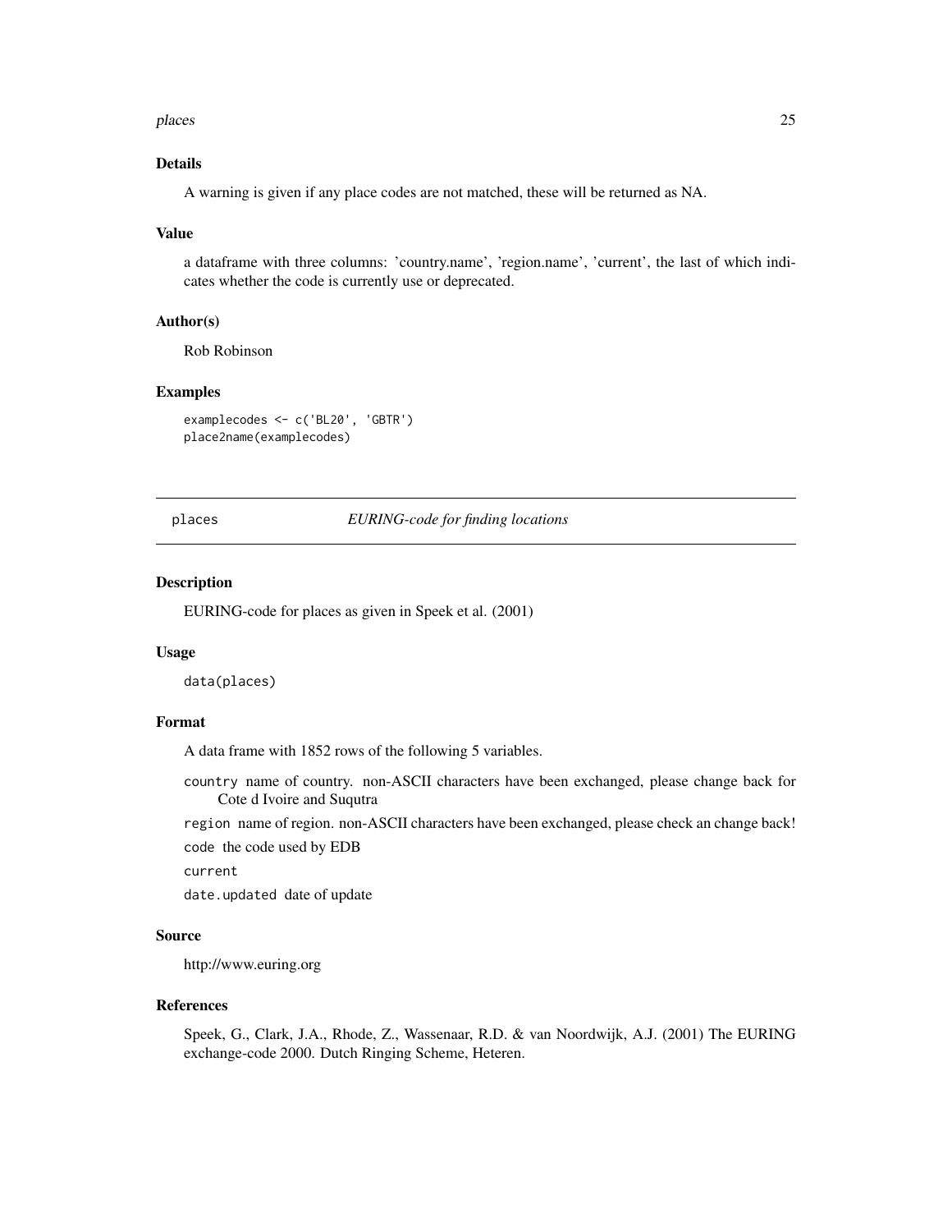### Details

A warning is given if any place codes are not matched, these will be returned as NA.

### Value

a dataframe with three columns: 'country.name', 'region.name', 'current', the last of which indicates whether the code is currently use or deprecated.

### Author(s)

Rob Robinson

### Examples

```
examplecodes <- c('BL20', 'GBTR')
place2name(examplecodes)
```

---

## places — *EURING-code for finding locations*

---

### Description

EURING-code for places as given in Speek et al. (2001)

### Usage

```
data(places)
```

### Format

A data frame with 1852 rows of the following 5 variables.

`country` name of country. non-ASCII characters have been exchanged, please change back for Cote d Ivoire and Suqutra

`region` name of region. non-ASCII characters have been exchanged, please check an change back!

`code` the code used by EDB

`current`

`date.updated` date of update

### Source

http://www.euring.org

### References

Speek, G., Clark, J.A., Rhode, Z., Wassenaar, R.D. & van Noordwijk, A.J. (2001) The EURING exchange-code 2000. Dutch Ringing Scheme, Heteren.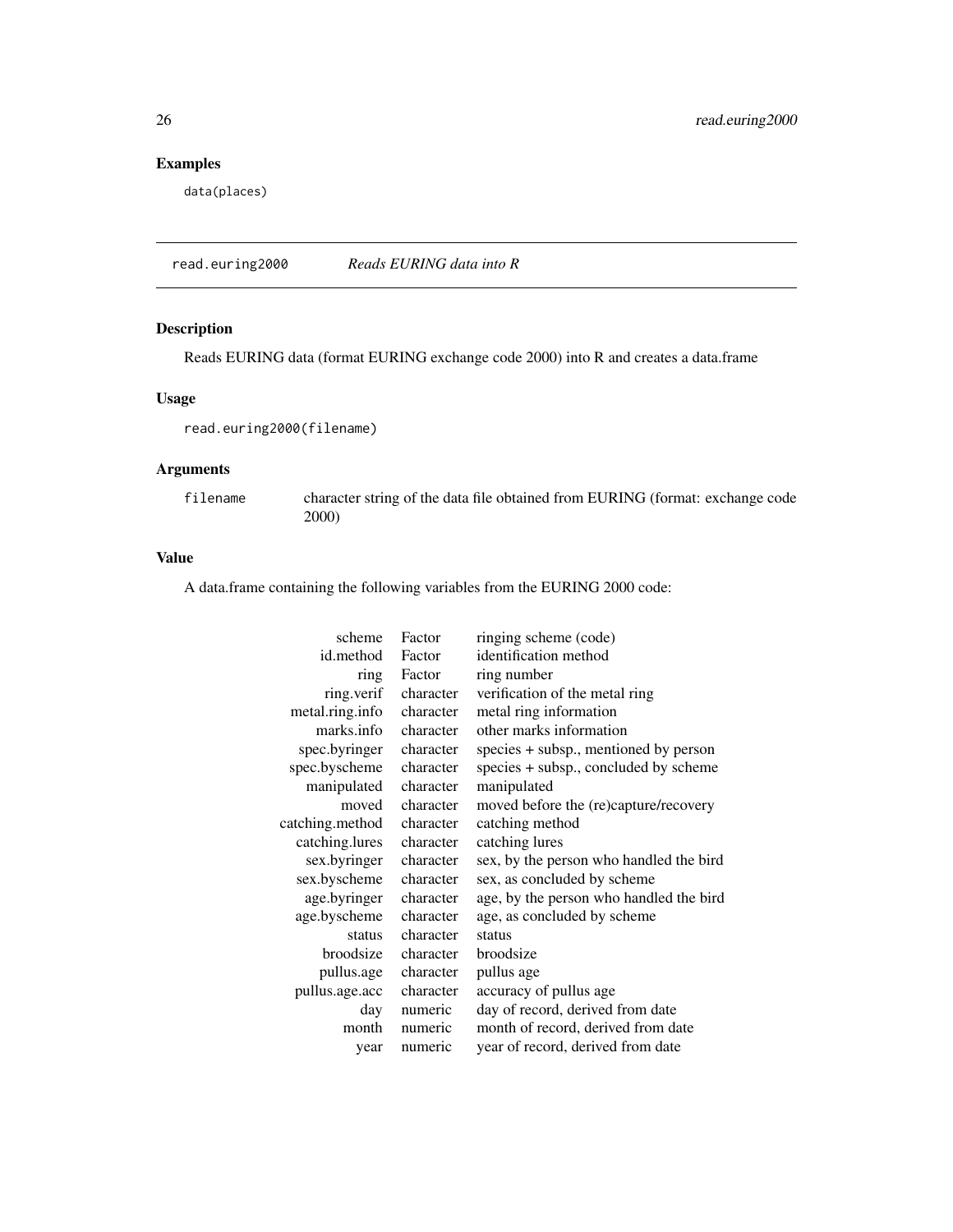## Examples

```
data(places)
```

---

## read.euring2000 — *Reads EURING data into R*

### Description

Reads EURING data (format EURING exchange code 2000) into R and creates a data.frame

### Usage

```
read.euring2000(filename)
```

### Arguments

| | |
|---|---|
| `filename` | character string of the data file obtained from EURING (format: exchange code 2000) |

### Value

A data.frame containing the following variables from the EURING 2000 code:

| | | |
|---|---|---|
| scheme | Factor | ringing scheme (code) |
| id.method | Factor | identification method |
| ring | Factor | ring number |
| ring.verif | character | verification of the metal ring |
| metal.ring.info | character | metal ring information |
| marks.info | character | other marks information |
| spec.byringer | character | species + subsp., mentioned by person |
| spec.byscheme | character | species + subsp., concluded by scheme |
| manipulated | character | manipulated |
| moved | character | moved before the (re)capture/recovery |
| catching.method | character | catching method |
| catching.lures | character | catching lures |
| sex.byringer | character | sex, by the person who handled the bird |
| sex.byscheme | character | sex, as concluded by scheme |
| age.byringer | character | age, by the person who handled the bird |
| age.byscheme | character | age, as concluded by scheme |
| status | character | status |
| broodsize | character | broodsize |
| pullus.age | character | pullus age |
| pullus.age.acc | character | accuracy of pullus age |
| day | numeric | day of record, derived from date |
| month | numeric | month of record, derived from date |
| year | numeric | year of record, derived from date |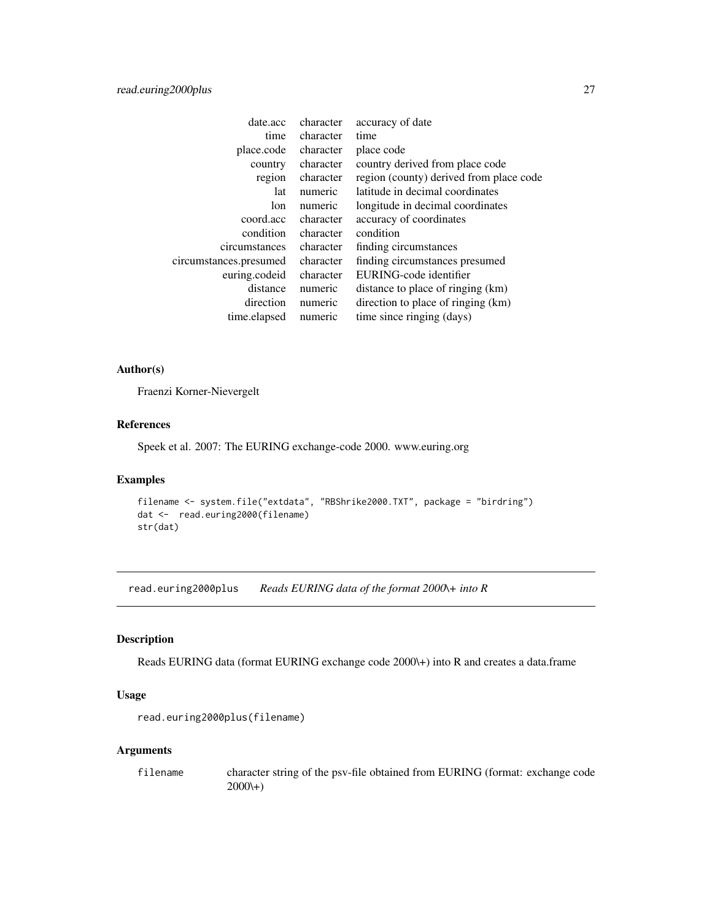| | | |
|---|---|---|
| date.acc | character | accuracy of date |
| time | character | time |
| place.code | character | place code |
| country | character | country derived from place code |
| region | character | region (county) derived from place code |
| lat | numeric | latitude in decimal coordinates |
| lon | numeric | longitude in decimal coordinates |
| coord.acc | character | accuracy of coordinates |
| condition | character | condition |
| circumstances | character | finding circumstances |
| circumstances.presumed | character | finding circumstances presumed |
| euring.codeid | character | EURING-code identifier |
| distance | numeric | distance to place of ringing (km) |
| direction | numeric | direction to place of ringing (km) |
| time.elapsed | numeric | time since ringing (days) |

### Author(s)

Fraenzi Korner-Nievergelt

### References

Speek et al. 2007: The EURING exchange-code 2000. www.euring.org

### Examples

```
filename <- system.file("extdata", "RBShrike2000.TXT", package = "birdring")
dat <-  read.euring2000(filename)
str(dat)
```

---

## read.euring2000plus    *Reads EURING data of the format 2000\+ into R*

---

### Description

Reads EURING data (format EURING exchange code 2000\+) into R and creates a data.frame

### Usage

```
read.euring2000plus(filename)
```

### Arguments

| | |
|---|---|
| filename | character string of the psv-file obtained from EURING (format: exchange code 2000\+) |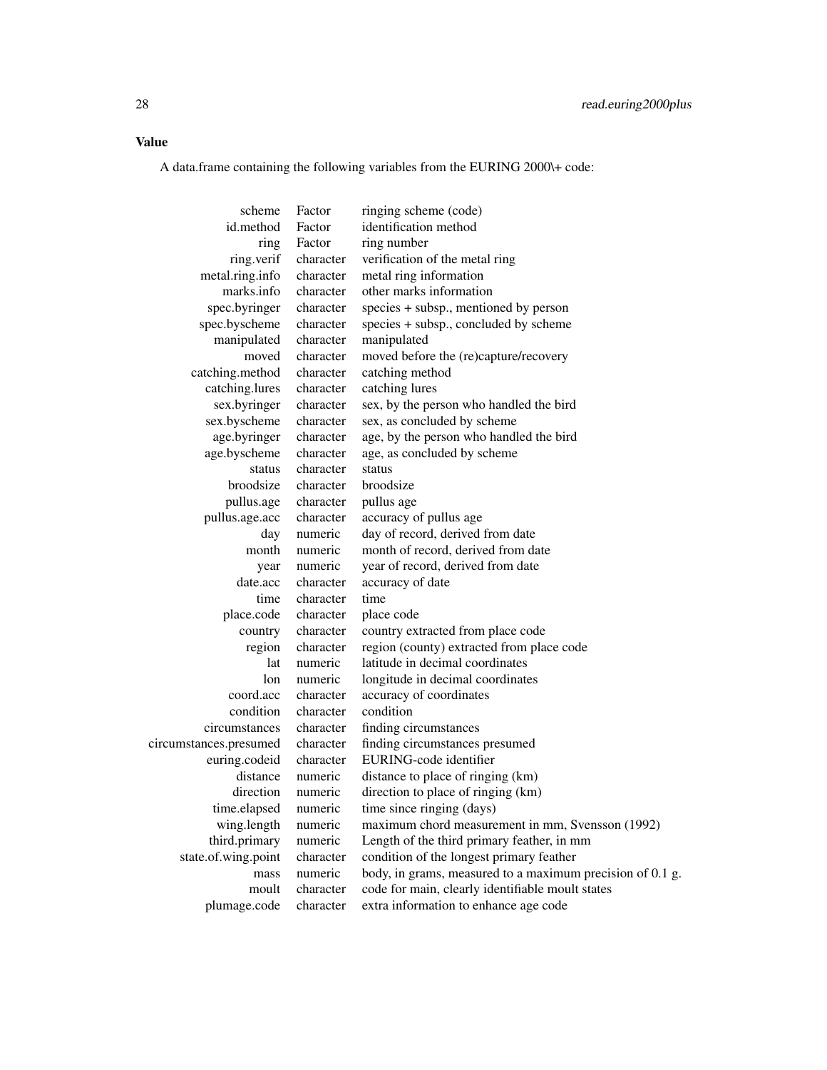## Value

A data.frame containing the following variables from the EURING 2000\+ code:

| | | |
|---|---|---|
| scheme | Factor | ringing scheme (code) |
| id.method | Factor | identification method |
| ring | Factor | ring number |
| ring.verif | character | verification of the metal ring |
| metal.ring.info | character | metal ring information |
| marks.info | character | other marks information |
| spec.byringer | character | species + subsp., mentioned by person |
| spec.byscheme | character | species + subsp., concluded by scheme |
| manipulated | character | manipulated |
| moved | character | moved before the (re)capture/recovery |
| catching.method | character | catching method |
| catching.lures | character | catching lures |
| sex.byringer | character | sex, by the person who handled the bird |
| sex.byscheme | character | sex, as concluded by scheme |
| age.byringer | character | age, by the person who handled the bird |
| age.byscheme | character | age, as concluded by scheme |
| status | character | status |
| broodsize | character | broodsize |
| pullus.age | character | pullus age |
| pullus.age.acc | character | accuracy of pullus age |
| day | numeric | day of record, derived from date |
| month | numeric | month of record, derived from date |
| year | numeric | year of record, derived from date |
| date.acc | character | accuracy of date |
| time | character | time |
| place.code | character | place code |
| country | character | country extracted from place code |
| region | character | region (county) extracted from place code |
| lat | numeric | latitude in decimal coordinates |
| lon | numeric | longitude in decimal coordinates |
| coord.acc | character | accuracy of coordinates |
| condition | character | condition |
| circumstances | character | finding circumstances |
| circumstances.presumed | character | finding circumstances presumed |
| euring.codeid | character | EURING-code identifier |
| distance | numeric | distance to place of ringing (km) |
| direction | numeric | direction to place of ringing (km) |
| time.elapsed | numeric | time since ringing (days) |
| wing.length | numeric | maximum chord measurement in mm, Svensson (1992) |
| third.primary | numeric | Length of the third primary feather, in mm |
| state.of.wing.point | character | condition of the longest primary feather |
| mass | numeric | body, in grams, measured to a maximum precision of 0.1 g. |
| moult | character | code for main, clearly identifiable moult states |
| plumage.code | character | extra information to enhance age code |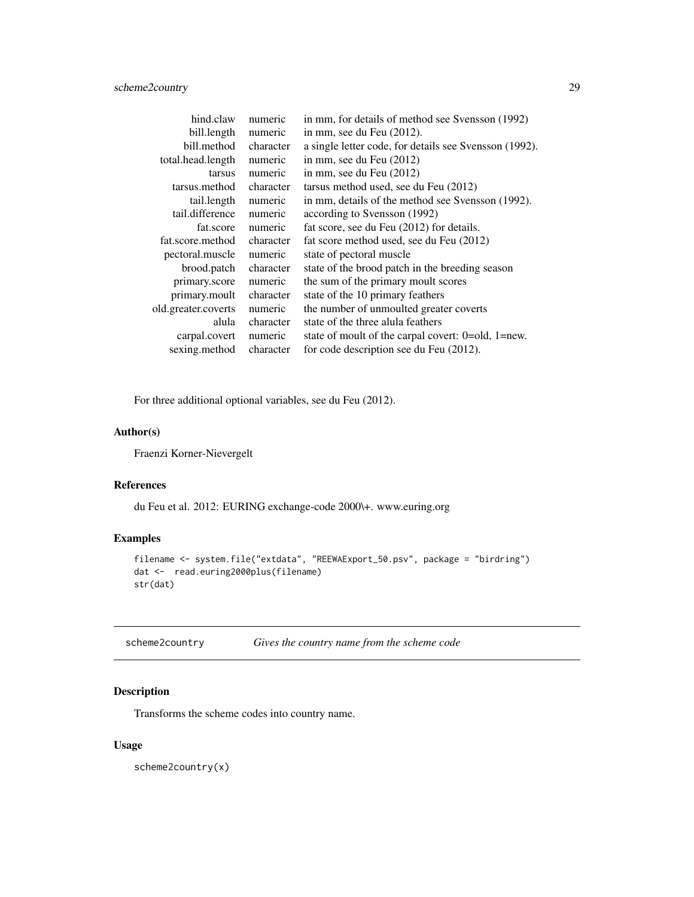| | | |
|---|---|---|
| hind.claw | numeric | in mm, for details of method see Svensson (1992) |
| bill.length | numeric | in mm, see du Feu (2012). |
| bill.method | character | a single letter code, for details see Svensson (1992). |
| total.head.length | numeric | in mm, see du Feu (2012) |
| tarsus | numeric | in mm, see du Feu (2012) |
| tarsus.method | character | tarsus method used, see du Feu (2012) |
| tail.length | numeric | in mm, details of the method see Svensson (1992). |
| tail.difference | numeric | according to Svensson (1992) |
| fat.score | numeric | fat score, see du Feu (2012) for details. |
| fat.score.method | character | fat score method used, see du Feu (2012) |
| pectoral.muscle | numeric | state of pectoral muscle |
| brood.patch | character | state of the brood patch in the breeding season |
| primary.score | numeric | the sum of the primary moult scores |
| primary.moult | character | state of the 10 primary feathers |
| old.greater.coverts | numeric | the number of unmoulted greater coverts |
| alula | character | state of the three alula feathers |
| carpal.covert | numeric | state of moult of the carpal covert: 0=old, 1=new. |
| sexing.method | character | for code description see du Feu (2012). |

For three additional optional variables, see du Feu (2012).

### Author(s)

Fraenzi Korner-Nievergelt

### References

du Feu et al. 2012: EURING exchange-code 2000\+. www.euring.org

### Examples

```
filename <- system.file("extdata", "REEWAExport_50.psv", package = "birdring")
dat <-  read.euring2000plus(filename)
str(dat)
```

---

## scheme2country &nbsp;&nbsp;&nbsp; *Gives the country name from the scheme code*

---

### Description

Transforms the scheme codes into country name.

### Usage

```
scheme2country(x)
```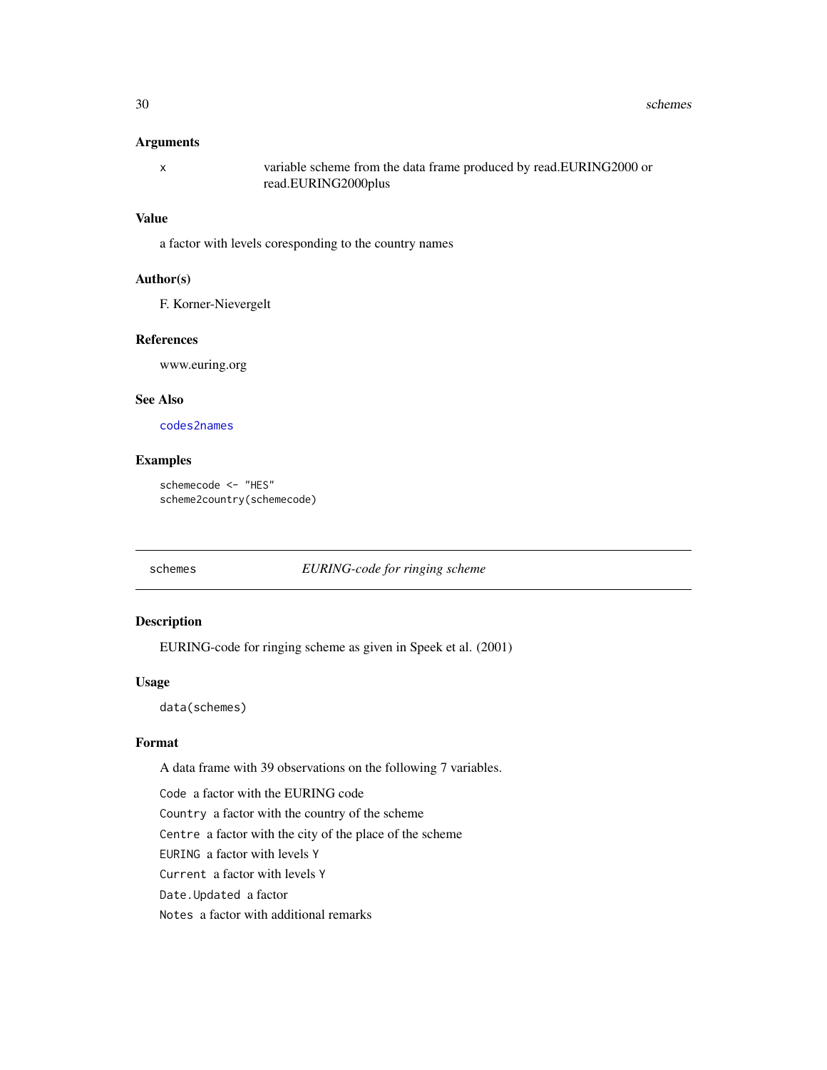## Arguments

x variable scheme from the data frame produced by read.EURING2000 or read.EURING2000plus

## Value

a factor with levels coresponding to the country names

## Author(s)

F. Korner-Nievergelt

## References

www.euring.org

## See Also

codes2names

## Examples

```
schemecode <- "HES"
scheme2country(schemecode)
```

---

# schemes *EURING-code for ringing scheme*

## Description

EURING-code for ringing scheme as given in Speek et al. (2001)

## Usage

```
data(schemes)
```

## Format

A data frame with 39 observations on the following 7 variables.

`Code` a factor with the EURING code

`Country` a factor with the country of the scheme

`Centre` a factor with the city of the place of the scheme

`EURING` a factor with levels `Y`

`Current` a factor with levels `Y`

`Date.Updated` a factor

`Notes` a factor with additional remarks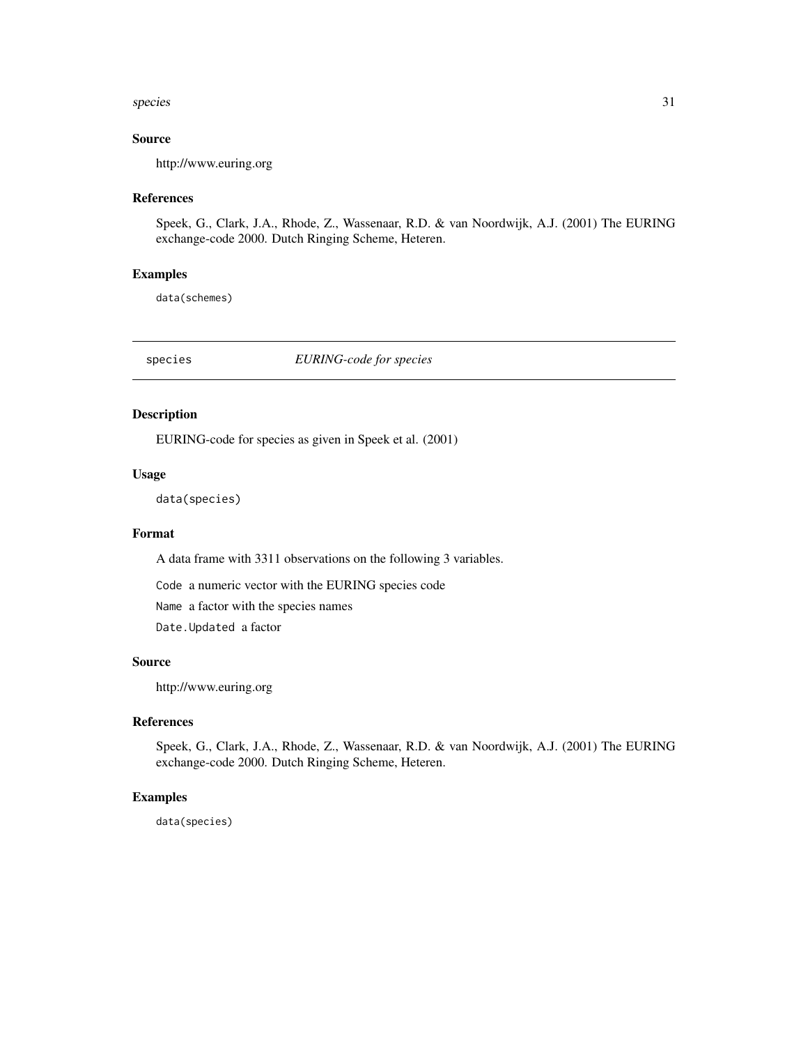### Source

http://www.euring.org

### References

Speek, G., Clark, J.A., Rhode, Z., Wassenaar, R.D. & van Noordwijk, A.J. (2001) The EURING exchange-code 2000. Dutch Ringing Scheme, Heteren.

### Examples

```
data(schemes)
```

---

## species *EURING-code for species*

---

### Description

EURING-code for species as given in Speek et al. (2001)

### Usage

```
data(species)
```

### Format

A data frame with 3311 observations on the following 3 variables.

`Code` a numeric vector with the EURING species code

`Name` a factor with the species names

`Date.Updated` a factor

### Source

http://www.euring.org

### References

Speek, G., Clark, J.A., Rhode, Z., Wassenaar, R.D. & van Noordwijk, A.J. (2001) The EURING exchange-code 2000. Dutch Ringing Scheme, Heteren.

### Examples

```
data(species)
```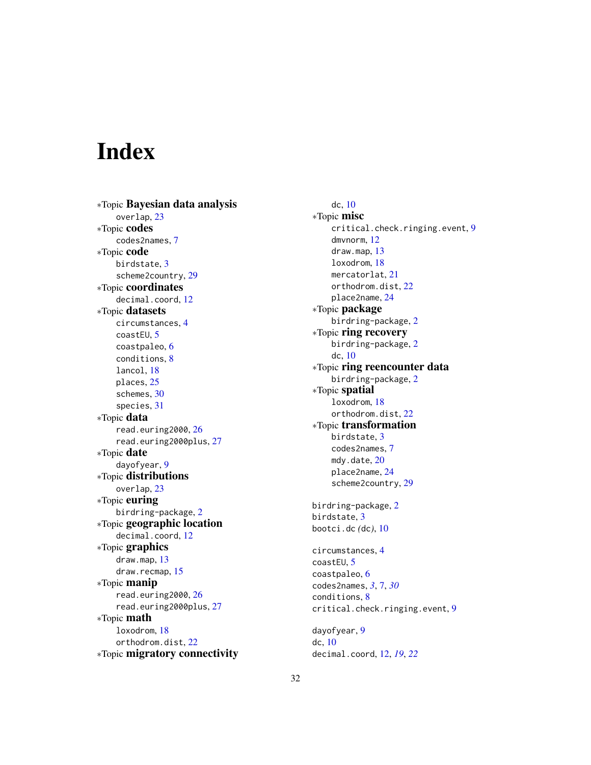# Index

∗Topic **Bayesian data analysis**
- overlap, 23

∗Topic **codes**
- codes2names, 7

∗Topic **code**
- birdstate, 3
- scheme2country, 29

∗Topic **coordinates**
- decimal.coord, 12

∗Topic **datasets**
- circumstances, 4
- coastEU, 5
- coastpaleo, 6
- conditions, 8
- lancol, 18
- places, 25
- schemes, 30
- species, 31

∗Topic **data**
- read.euring2000, 26
- read.euring2000plus, 27

∗Topic **date**
- dayofyear, 9

∗Topic **distributions**
- overlap, 23

∗Topic **euring**
- birdring-package, 2

∗Topic **geographic location**
- decimal.coord, 12

∗Topic **graphics**
- draw.map, 13
- draw.recmap, 15

∗Topic **manip**
- read.euring2000, 26
- read.euring2000plus, 27

∗Topic **math**
- loxodrom, 18
- orthodrom.dist, 22

∗Topic **migratory connectivity**
- dc, 10

∗Topic **misc**
- critical.check.ringing.event, 9
- dmvnorm, 12
- draw.map, 13
- loxodrom, 18
- mercatorlat, 21
- orthodrom.dist, 22
- place2name, 24

∗Topic **package**
- birdring-package, 2

∗Topic **ring recovery**
- birdring-package, 2
- dc, 10

∗Topic **ring reencounter data**
- birdring-package, 2

∗Topic **spatial**
- loxodrom, 18
- orthodrom.dist, 22

∗Topic **transformation**
- birdstate, 3
- codes2names, 7
- mdy.date, 20
- place2name, 24
- scheme2country, 29

birdring-package, 2
birdstate, 3
bootci.dc *(dc)*, 10

circumstances, 4
coastEU, 5
coastpaleo, 6
codes2names, *3*, 7, *30*
conditions, 8
critical.check.ringing.event, 9

dayofyear, 9
dc, 10
decimal.coord, 12, *19*, *22*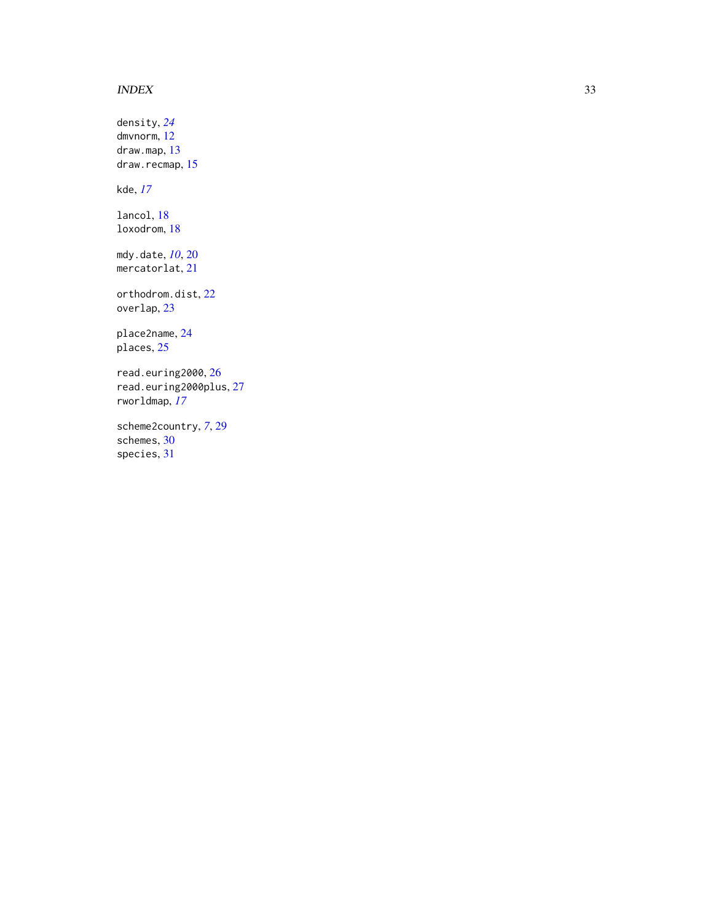density, *24*
dmvnorm, 12
draw.map, 13
draw.recmap, 15

kde, *17*

lancol, 18
loxodrom, 18

mdy.date, *10*, 20
mercatorlat, 21

orthodrom.dist, 22
overlap, 23

place2name, 24
places, 25

read.euring2000, 26
read.euring2000plus, 27
rworldmap, *17*

scheme2country, *7*, 29
schemes, 30
species, 31